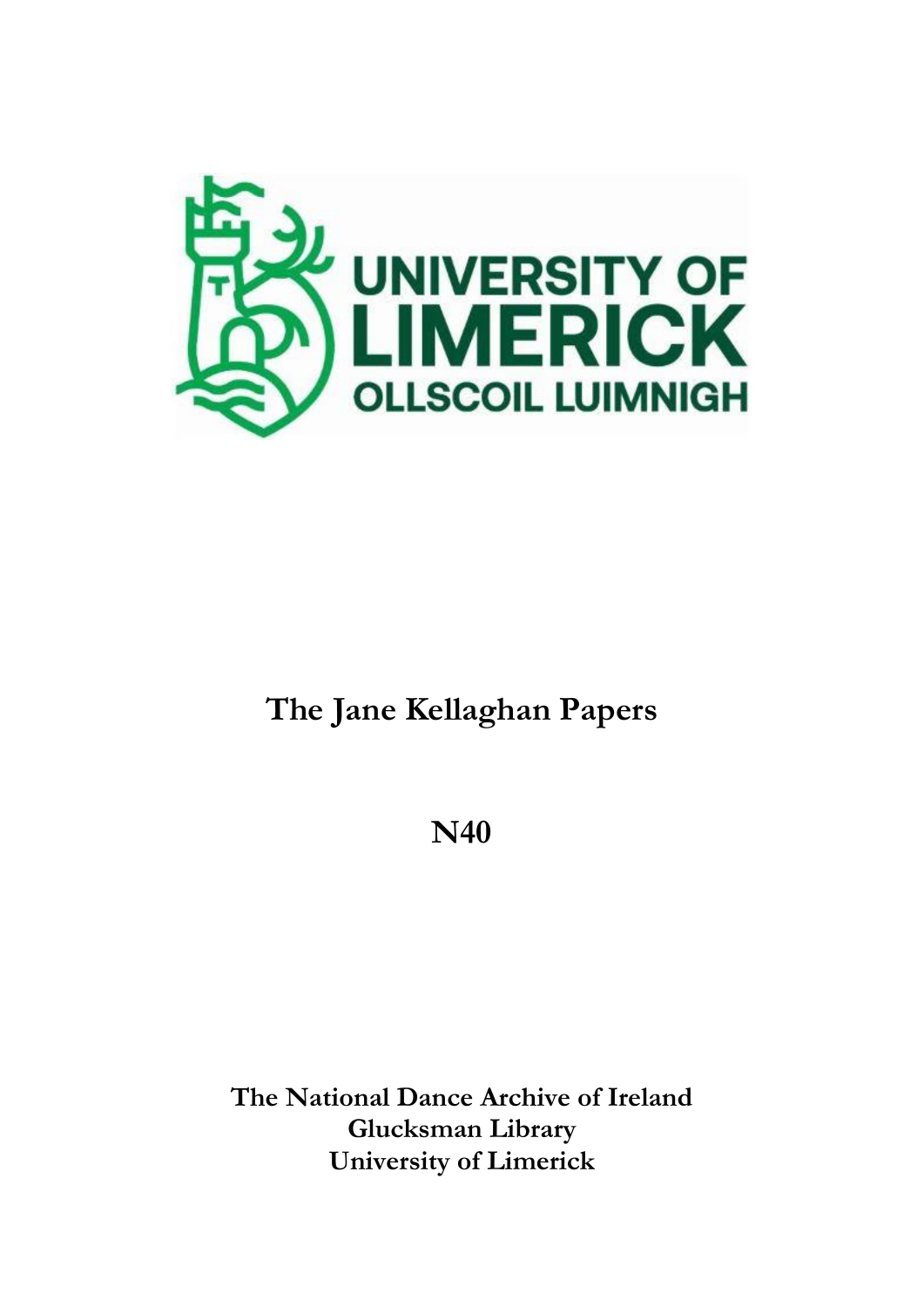UNIVERSITY OF LIMERICK
OLLSCOIL LUIMNIGH

# The Jane Kellaghan Papers

# N40

**The National Dance Archive of Ireland**
**Glucksman Library**
**University of Limerick**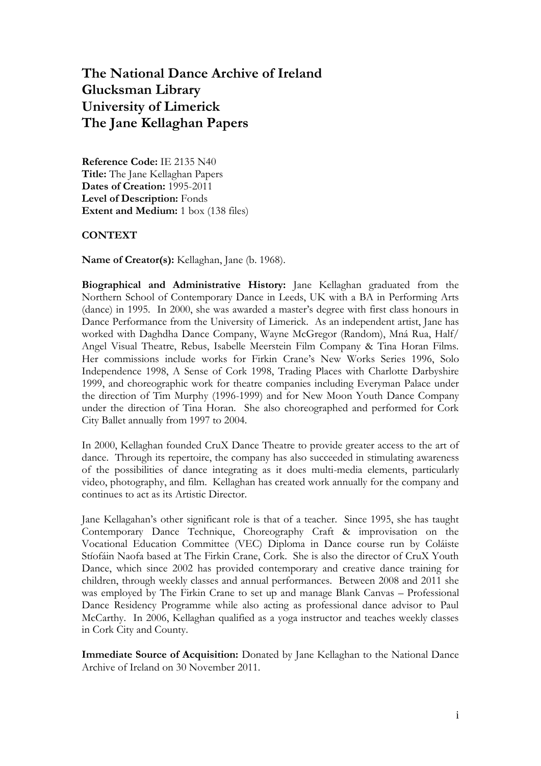# The National Dance Archive of Ireland
# Glucksman Library
# University of Limerick
# The Jane Kellaghan Papers

**Reference Code:** IE 2135 N40
**Title:** The Jane Kellaghan Papers
**Dates of Creation:** 1995-2011
**Level of Description:** Fonds
**Extent and Medium:** 1 box (138 files)

**CONTEXT**

**Name of Creator(s):** Kellaghan, Jane (b. 1968).

**Biographical and Administrative History:** Jane Kellaghan graduated from the Northern School of Contemporary Dance in Leeds, UK with a BA in Performing Arts (dance) in 1995. In 2000, she was awarded a master's degree with first class honours in Dance Performance from the University of Limerick. As an independent artist, Jane has worked with Daghdha Dance Company, Wayne McGregor (Random), Mná Rua, Half/ Angel Visual Theatre, Rebus, Isabelle Meerstein Film Company & Tina Horan Films. Her commissions include works for Firkin Crane's New Works Series 1996, Solo Independence 1998, A Sense of Cork 1998, Trading Places with Charlotte Darbyshire 1999, and choreographic work for theatre companies including Everyman Palace under the direction of Tim Murphy (1996-1999) and for New Moon Youth Dance Company under the direction of Tina Horan. She also choreographed and performed for Cork City Ballet annually from 1997 to 2004.

In 2000, Kellaghan founded CruX Dance Theatre to provide greater access to the art of dance. Through its repertoire, the company has also succeeded in stimulating awareness of the possibilities of dance integrating as it does multi-media elements, particularly video, photography, and film. Kellaghan has created work annually for the company and continues to act as its Artistic Director.

Jane Kellagahan's other significant role is that of a teacher. Since 1995, she has taught Contemporary Dance Technique, Choreography Craft & improvisation on the Vocational Education Committee (VEC) Diploma in Dance course run by Coláiste Stíofáin Naofa based at The Firkin Crane, Cork. She is also the director of CruX Youth Dance, which since 2002 has provided contemporary and creative dance training for children, through weekly classes and annual performances. Between 2008 and 2011 she was employed by The Firkin Crane to set up and manage Blank Canvas – Professional Dance Residency Programme while also acting as professional dance advisor to Paul McCarthy. In 2006, Kellaghan qualified as a yoga instructor and teaches weekly classes in Cork City and County.

**Immediate Source of Acquisition:** Donated by Jane Kellaghan to the National Dance Archive of Ireland on 30 November 2011.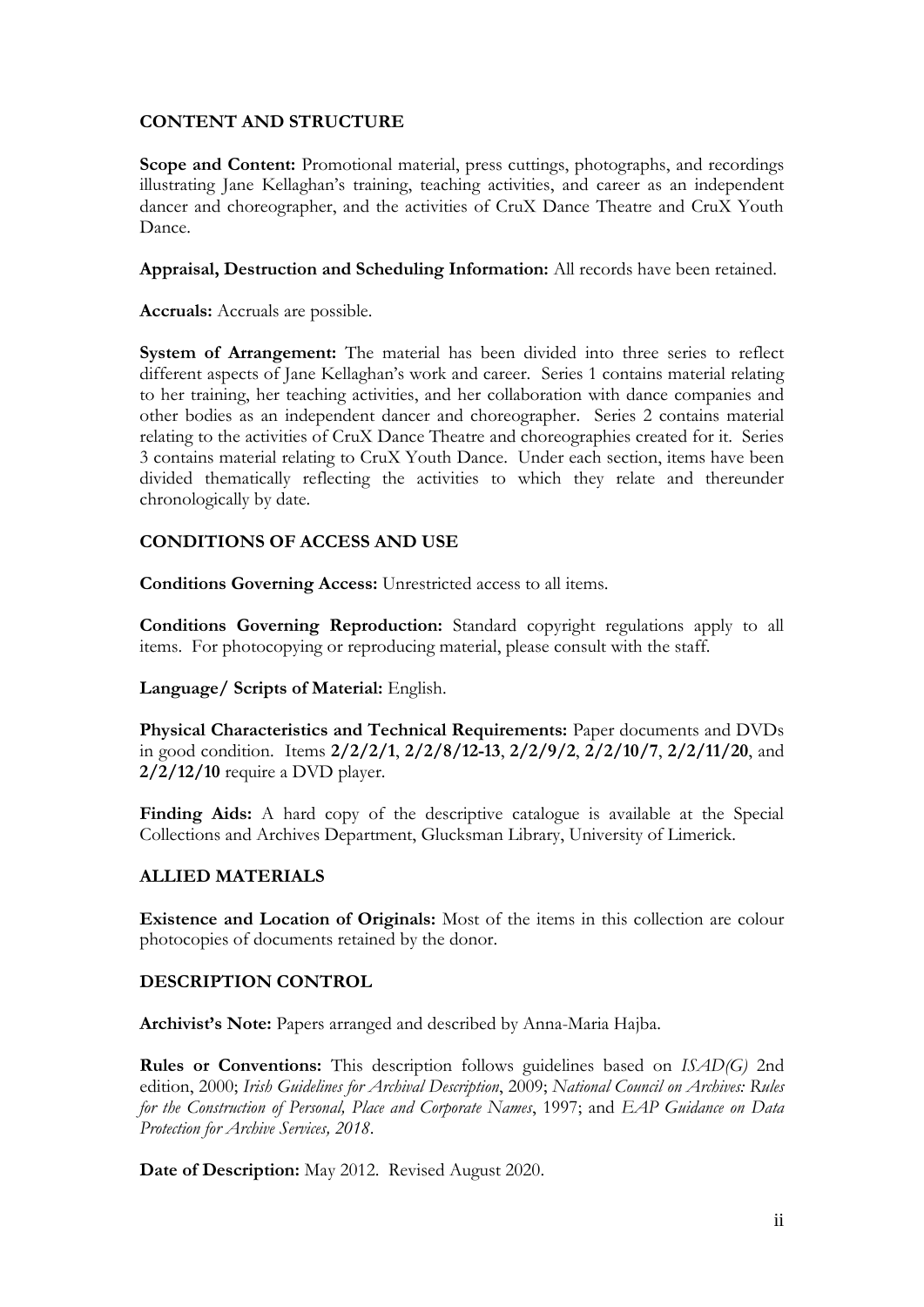## CONTENT AND STRUCTURE

**Scope and Content:** Promotional material, press cuttings, photographs, and recordings illustrating Jane Kellaghan's training, teaching activities, and career as an independent dancer and choreographer, and the activities of CruX Dance Theatre and CruX Youth Dance.

**Appraisal, Destruction and Scheduling Information:** All records have been retained.

**Accruals:** Accruals are possible.

**System of Arrangement:** The material has been divided into three series to reflect different aspects of Jane Kellaghan's work and career. Series 1 contains material relating to her training, her teaching activities, and her collaboration with dance companies and other bodies as an independent dancer and choreographer. Series 2 contains material relating to the activities of CruX Dance Theatre and choreographies created for it. Series 3 contains material relating to CruX Youth Dance. Under each section, items have been divided thematically reflecting the activities to which they relate and thereunder chronologically by date.

## CONDITIONS OF ACCESS AND USE

**Conditions Governing Access:** Unrestricted access to all items.

**Conditions Governing Reproduction:** Standard copyright regulations apply to all items. For photocopying or reproducing material, please consult with the staff.

**Language/ Scripts of Material:** English.

**Physical Characteristics and Technical Requirements:** Paper documents and DVDs in good condition. Items **2/2/2/1**, **2/2/8/12-13**, **2/2/9/2**, **2/2/10/7**, **2/2/11/20**, and **2/2/12/10** require a DVD player.

**Finding Aids:** A hard copy of the descriptive catalogue is available at the Special Collections and Archives Department, Glucksman Library, University of Limerick.

## ALLIED MATERIALS

**Existence and Location of Originals:** Most of the items in this collection are colour photocopies of documents retained by the donor.

## DESCRIPTION CONTROL

**Archivist's Note:** Papers arranged and described by Anna-Maria Hajba.

**Rules or Conventions:** This description follows guidelines based on *ISAD(G)* 2nd edition, 2000; *Irish Guidelines for Archival Description*, 2009; *National Council on Archives: Rules for the Construction of Personal, Place and Corporate Names*, 1997; and *EAP Guidance on Data Protection for Archive Services, 2018*.

**Date of Description:** May 2012. Revised August 2020.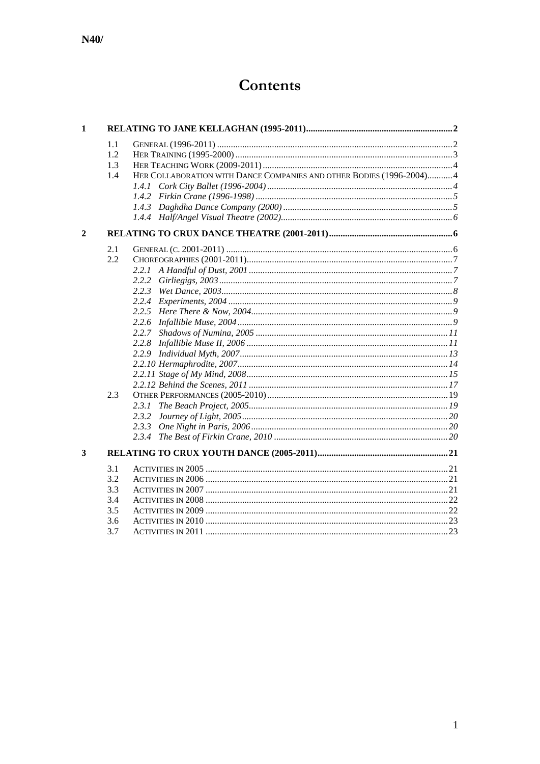**N40/**

# Contents

- **1 RELATING TO JANE KELLAGHAN (1995-2011)** ..... 2
  - 1.1 General (1996-2011) ..... 2
  - 1.2 Her Training (1995-2000) ..... 3
  - 1.3 Her Teaching Work (2009-2011) ..... 4
  - 1.4 Her Collaboration with Dance Companies and other Bodies (1996-2004) ..... 4
    - *1.4.1 Cork City Ballet (1996-2004)* ..... *4*
    - *1.4.2 Firkin Crane (1996-1998)* ..... *5*
    - *1.4.3 Daghdha Dance Company (2000)* ..... *5*
    - *1.4.4 Half/Angel Visual Theatre (2002)* ..... *6*
- **2 RELATING TO CRUX DANCE THEATRE (2001-2011)** ..... 6
  - 2.1 General (c. 2001-2011) ..... 6
  - 2.2 Choreographies (2001-2011) ..... 7
    - *2.2.1 A Handful of Dust, 2001* ..... *7*
    - *2.2.2 Girliegigs, 2003* ..... *7*
    - *2.2.3 Wet Dance, 2003* ..... *8*
    - *2.2.4 Experiments, 2004* ..... *9*
    - *2.2.5 Here There & Now, 2004* ..... *9*
    - *2.2.6 Infallible Muse, 2004* ..... *9*
    - *2.2.7 Shadows of Numina, 2005* ..... *11*
    - *2.2.8 Infallible Muse II, 2006* ..... *11*
    - *2.2.9 Individual Myth, 2007* ..... *13*
    - *2.2.10 Hermaphrodite, 2007* ..... *14*
    - *2.2.11 Stage of My Mind, 2008* ..... *15*
    - *2.2.12 Behind the Scenes, 2011* ..... *17*
  - 2.3 Other Performances (2005-2010) ..... 19
    - *2.3.1 The Beach Project, 2005* ..... *19*
    - *2.3.2 Journey of Light, 2005* ..... *20*
    - *2.3.3 One Night in Paris, 2006* ..... *20*
    - *2.3.4 The Best of Firkin Crane, 2010* ..... *20*
- **3 RELATING TO CRUX YOUTH DANCE (2005-2011)** ..... 21
  - 3.1 Activities in 2005 ..... 21
  - 3.2 Activities in 2006 ..... 21
  - 3.3 Activities in 2007 ..... 21
  - 3.4 Activities in 2008 ..... 22
  - 3.5 Activities in 2009 ..... 22
  - 3.6 Activities in 2010 ..... 23
  - 3.7 Activities in 2011 ..... 23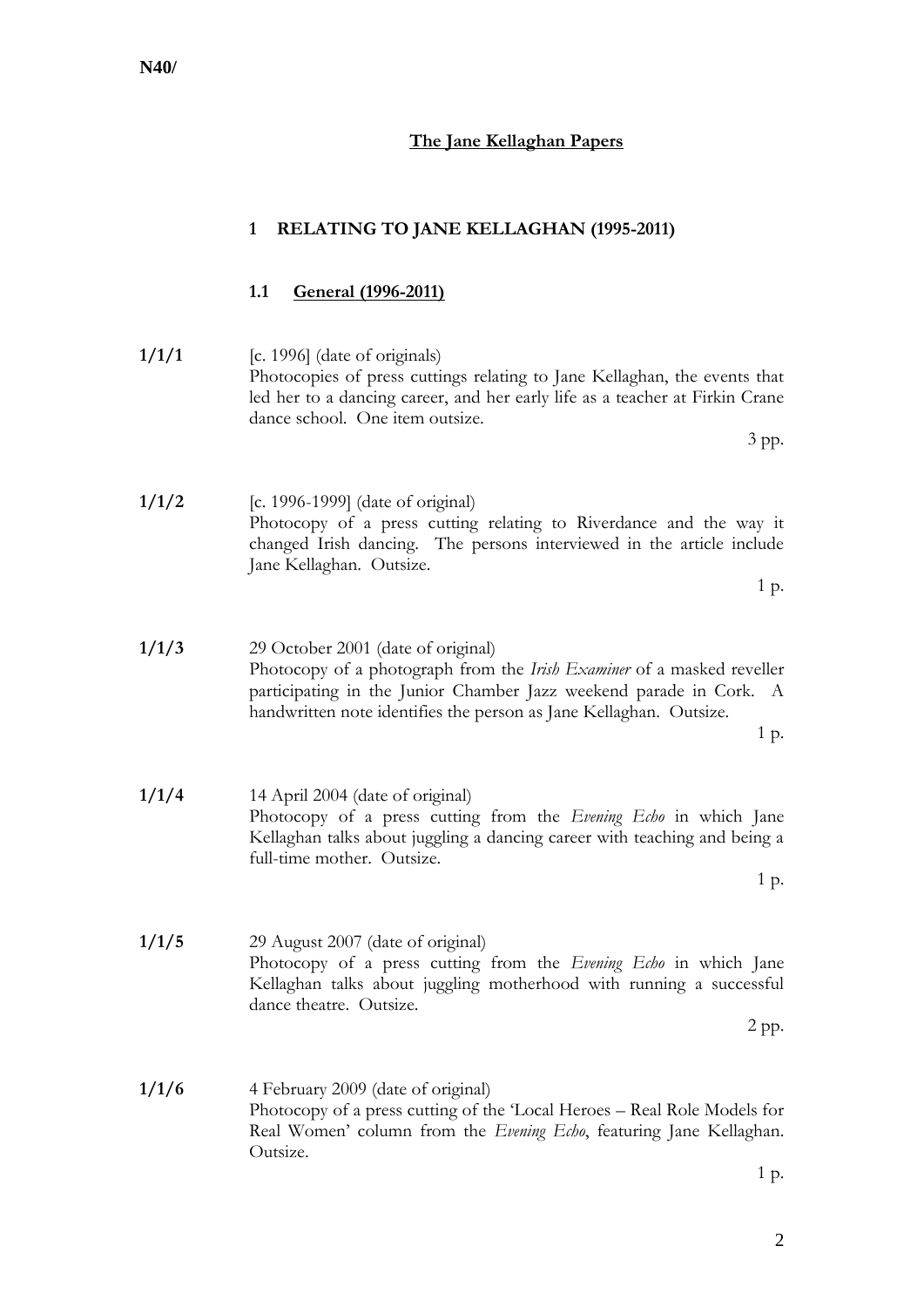N40/

# The Jane Kellaghan Papers

## 1 RELATING TO JANE KELLAGHAN (1995-2011)

### 1.1 General (1996-2011)

**1/1/1** [c. 1996] (date of originals)
Photocopies of press cuttings relating to Jane Kellaghan, the events that led her to a dancing career, and her early life as a teacher at Firkin Crane dance school. One item outsize.
3 pp.

**1/1/2** [c. 1996-1999] (date of original)
Photocopy of a press cutting relating to Riverdance and the way it changed Irish dancing. The persons interviewed in the article include Jane Kellaghan. Outsize.
1 p.

**1/1/3** 29 October 2001 (date of original)
Photocopy of a photograph from the *Irish Examiner* of a masked reveller participating in the Junior Chamber Jazz weekend parade in Cork. A handwritten note identifies the person as Jane Kellaghan. Outsize.
1 p.

**1/1/4** 14 April 2004 (date of original)
Photocopy of a press cutting from the *Evening Echo* in which Jane Kellaghan talks about juggling a dancing career with teaching and being a full-time mother. Outsize.
1 p.

**1/1/5** 29 August 2007 (date of original)
Photocopy of a press cutting from the *Evening Echo* in which Jane Kellaghan talks about juggling motherhood with running a successful dance theatre. Outsize.
2 pp.

**1/1/6** 4 February 2009 (date of original)
Photocopy of a press cutting of the 'Local Heroes – Real Role Models for Real Women' column from the *Evening Echo*, featuring Jane Kellaghan. Outsize.
1 p.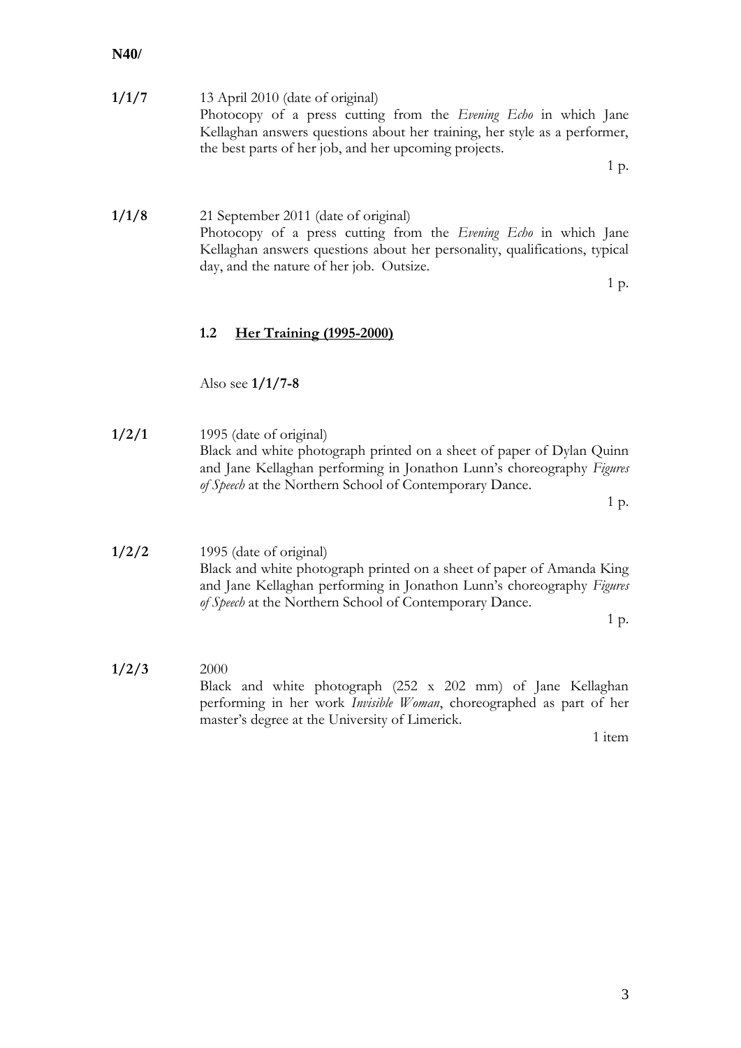**1/1/7** 13 April 2010 (date of original)
Photocopy of a press cutting from the *Evening Echo* in which Jane Kellaghan answers questions about her training, her style as a performer, the best parts of her job, and her upcoming projects.
1 p.

**1/1/8** 21 September 2011 (date of original)
Photocopy of a press cutting from the *Evening Echo* in which Jane Kellaghan answers questions about her personality, qualifications, typical day, and the nature of her job. Outsize.
1 p.

### 1.2 Her Training (1995-2000)

Also see **1/1/7-8**

**1/2/1** 1995 (date of original)
Black and white photograph printed on a sheet of paper of Dylan Quinn and Jane Kellaghan performing in Jonathon Lunn's choreography *Figures of Speech* at the Northern School of Contemporary Dance.
1 p.

**1/2/2** 1995 (date of original)
Black and white photograph printed on a sheet of paper of Amanda King and Jane Kellaghan performing in Jonathon Lunn's choreography *Figures of Speech* at the Northern School of Contemporary Dance.
1 p.

**1/2/3** 2000
Black and white photograph (252 x 202 mm) of Jane Kellaghan performing in her work *Invisible Woman*, choreographed as part of her master's degree at the University of Limerick.
1 item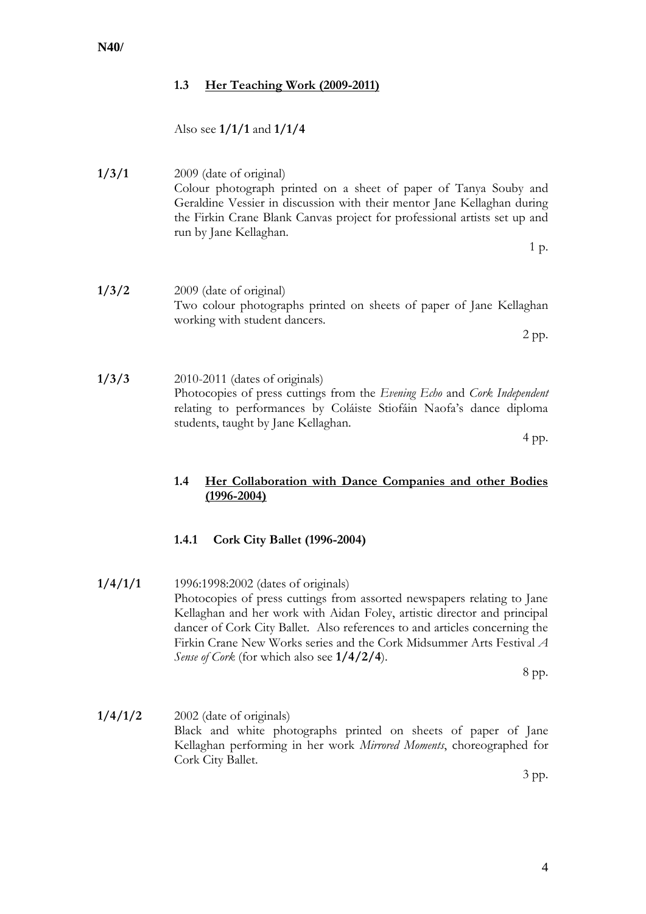### 1.3 Her Teaching Work (2009-2011)

Also see **1/1/1** and **1/1/4**

**1/3/1**	2009 (date of original)
Colour photograph printed on a sheet of paper of Tanya Souby and Geraldine Vessier in discussion with their mentor Jane Kellaghan during the Firkin Crane Blank Canvas project for professional artists set up and run by Jane Kellaghan.

1 p.

**1/3/2**	2009 (date of original)
Two colour photographs printed on sheets of paper of Jane Kellaghan working with student dancers.

2 pp.

**1/3/3**	2010-2011 (dates of originals)
Photocopies of press cuttings from the *Evening Echo* and *Cork Independent* relating to performances by Coláiste Stiofáin Naofa's dance diploma students, taught by Jane Kellaghan.

4 pp.

### 1.4 Her Collaboration with Dance Companies and other Bodies (1996-2004)

#### 1.4.1 Cork City Ballet (1996-2004)

**1/4/1/1**	1996:1998:2002 (dates of originals)
Photocopies of press cuttings from assorted newspapers relating to Jane Kellaghan and her work with Aidan Foley, artistic director and principal dancer of Cork City Ballet. Also references to and articles concerning the Firkin Crane New Works series and the Cork Midsummer Arts Festival *A Sense of Cork* (for which also see **1/4/2/4**).

8 pp.

**1/4/1/2**	2002 (date of originals)
Black and white photographs printed on sheets of paper of Jane Kellaghan performing in her work *Mirrored Moments*, choreographed for Cork City Ballet.

3 pp.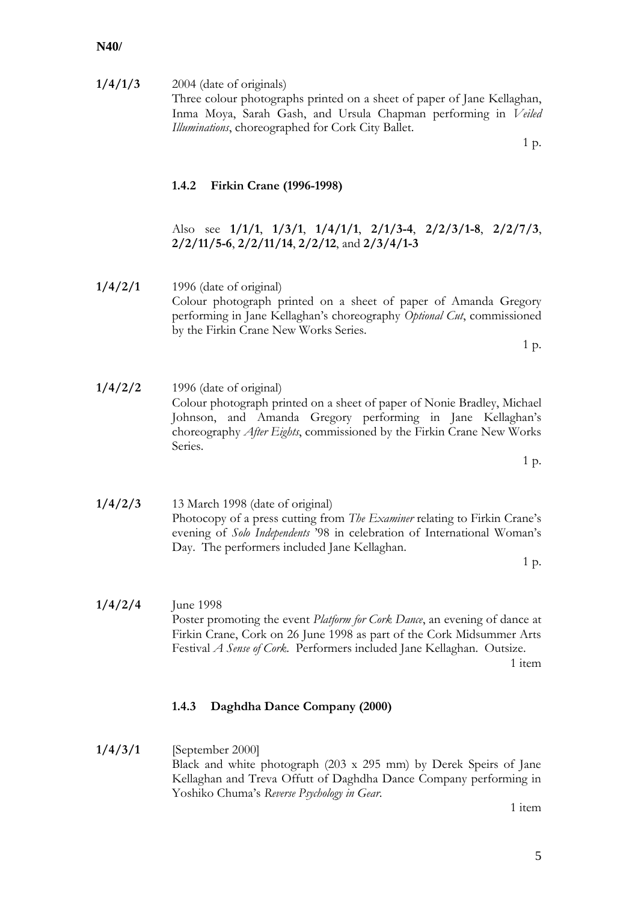**1/4/1/3** 2004 (date of originals)
Three colour photographs printed on a sheet of paper of Jane Kellaghan, Inma Moya, Sarah Gash, and Ursula Chapman performing in *Veiled Illuminations*, choreographed for Cork City Ballet.
1 p.

### 1.4.2 Firkin Crane (1996-1998)

Also see **1/1/1**, **1/3/1**, **1/4/1/1**, **2/1/3-4**, **2/2/3/1-8**, **2/2/7/3**, **2/2/11/5-6**, **2/2/11/14**, **2/2/12**, and **2/3/4/1-3**

**1/4/2/1** 1996 (date of original)
Colour photograph printed on a sheet of paper of Amanda Gregory performing in Jane Kellaghan's choreography *Optional Cut*, commissioned by the Firkin Crane New Works Series.
1 p.

**1/4/2/2** 1996 (date of original)
Colour photograph printed on a sheet of paper of Nonie Bradley, Michael Johnson, and Amanda Gregory performing in Jane Kellaghan's choreography *After Eights*, commissioned by the Firkin Crane New Works Series.
1 p.

**1/4/2/3** 13 March 1998 (date of original)
Photocopy of a press cutting from *The Examiner* relating to Firkin Crane's evening of *Solo Independents* '98 in celebration of International Woman's Day. The performers included Jane Kellaghan.
1 p.

**1/4/2/4** June 1998
Poster promoting the event *Platform for Cork Dance*, an evening of dance at Firkin Crane, Cork on 26 June 1998 as part of the Cork Midsummer Arts Festival *A Sense of Cork*. Performers included Jane Kellaghan. Outsize.
1 item

### 1.4.3 Daghdha Dance Company (2000)

**1/4/3/1** [September 2000]
Black and white photograph (203 x 295 mm) by Derek Speirs of Jane Kellaghan and Treva Offutt of Daghdha Dance Company performing in Yoshiko Chuma's *Reverse Psychology in Gear*.
1 item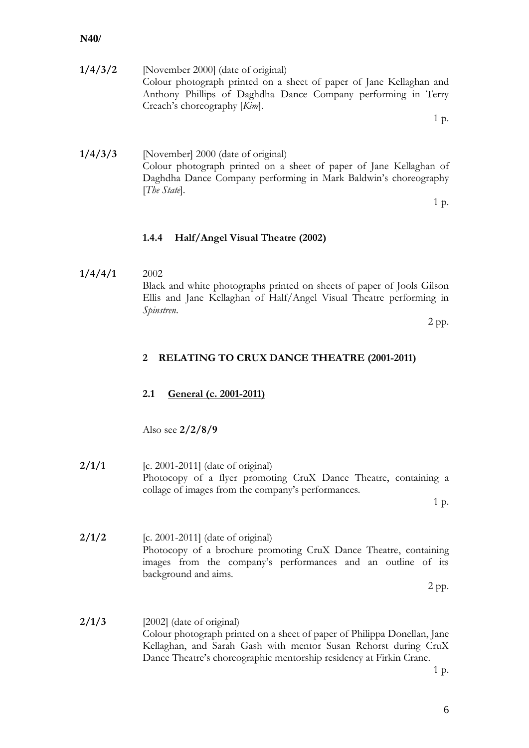**1/4/3/2** [November 2000] (date of original)
Colour photograph printed on a sheet of paper of Jane Kellaghan and Anthony Phillips of Daghdha Dance Company performing in Terry Creach's choreography [*Kim*].
1 p.

**1/4/3/3** [November] 2000 (date of original)
Colour photograph printed on a sheet of paper of Jane Kellaghan of Daghdha Dance Company performing in Mark Baldwin's choreography [*The State*].
1 p.

#### 1.4.4 Half/Angel Visual Theatre (2002)

**1/4/4/1** 2002
Black and white photographs printed on sheets of paper of Jools Gilson Ellis and Jane Kellaghan of Half/Angel Visual Theatre performing in *Spinstren*.
2 pp.

## 2 RELATING TO CRUX DANCE THEATRE (2001-2011)

### 2.1 General (c. 2001-2011)

Also see **2/2/8/9**

**2/1/1** [c. 2001-2011] (date of original)
Photocopy of a flyer promoting CruX Dance Theatre, containing a collage of images from the company's performances.
1 p.

**2/1/2** [c. 2001-2011] (date of original)
Photocopy of a brochure promoting CruX Dance Theatre, containing images from the company's performances and an outline of its background and aims.
2 pp.

**2/1/3** [2002] (date of original)
Colour photograph printed on a sheet of paper of Philippa Donellan, Jane Kellaghan, and Sarah Gash with mentor Susan Rehorst during CruX Dance Theatre's choreographic mentorship residency at Firkin Crane.
1 p.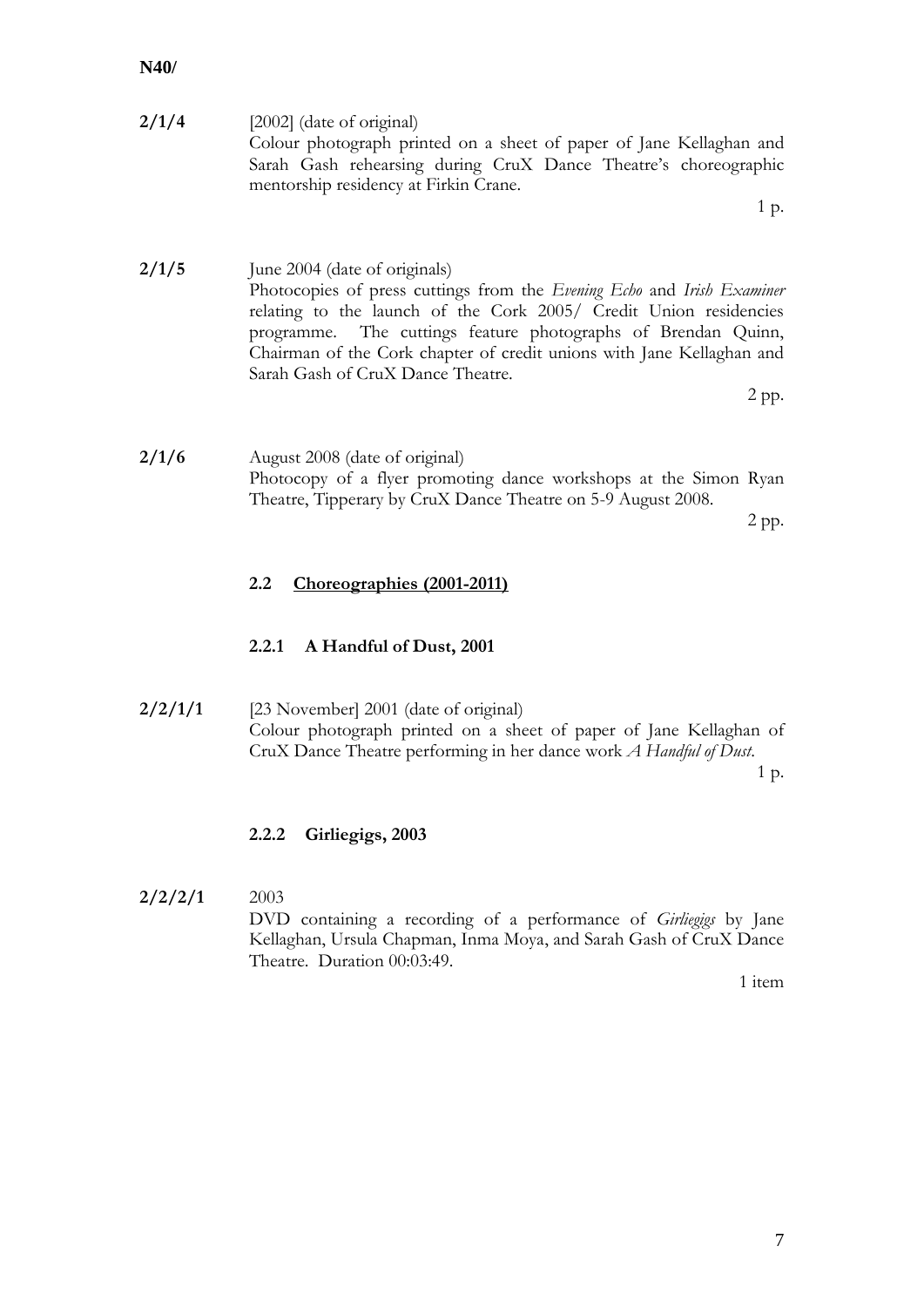**N40/**

**2/1/4** [2002] (date of original)
Colour photograph printed on a sheet of paper of Jane Kellaghan and Sarah Gash rehearsing during CruX Dance Theatre's choreographic mentorship residency at Firkin Crane.
1 p.

**2/1/5** June 2004 (date of originals)
Photocopies of press cuttings from the *Evening Echo* and *Irish Examiner* relating to the launch of the Cork 2005/ Credit Union residencies programme. The cuttings feature photographs of Brendan Quinn, Chairman of the Cork chapter of credit unions with Jane Kellaghan and Sarah Gash of CruX Dance Theatre.
2 pp.

**2/1/6** August 2008 (date of original)
Photocopy of a flyer promoting dance workshops at the Simon Ryan Theatre, Tipperary by CruX Dance Theatre on 5-9 August 2008.
2 pp.

### 2.2 Choreographies (2001-2011)

#### 2.2.1 A Handful of Dust, 2001

**2/2/1/1** [23 November] 2001 (date of original)
Colour photograph printed on a sheet of paper of Jane Kellaghan of CruX Dance Theatre performing in her dance work *A Handful of Dust*.
1 p.

#### 2.2.2 Girliegigs, 2003

**2/2/2/1** 2003
DVD containing a recording of a performance of *Girliegigs* by Jane Kellaghan, Ursula Chapman, Inma Moya, and Sarah Gash of CruX Dance Theatre. Duration 00:03:49.
1 item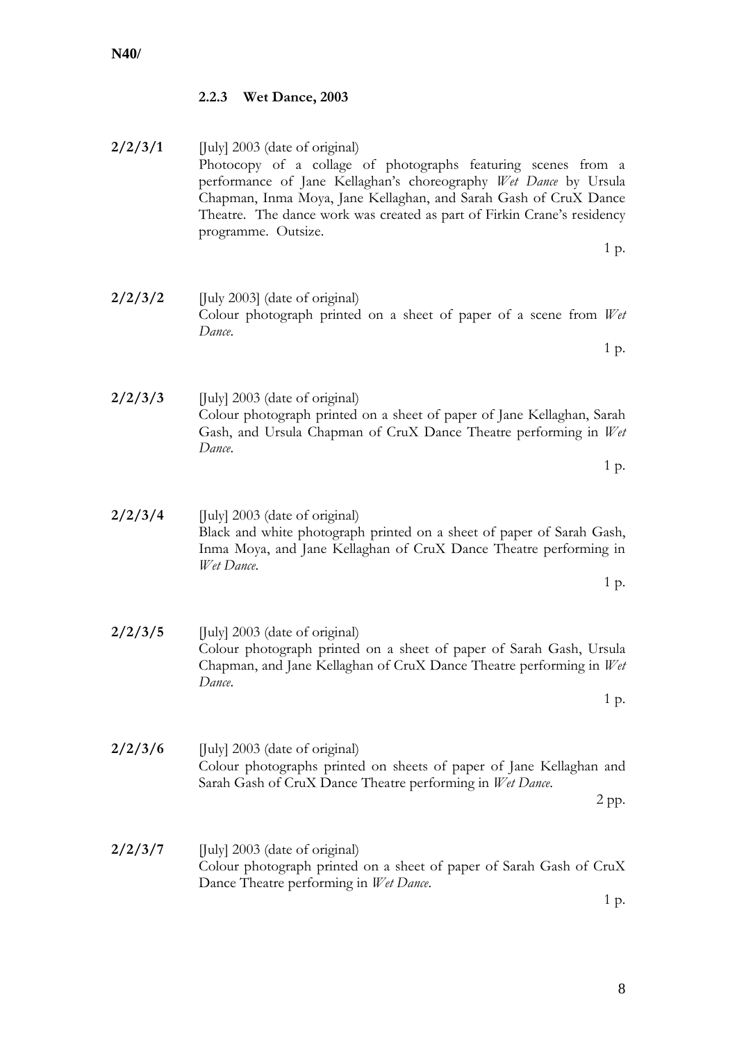### 2.2.3 Wet Dance, 2003

**2/2/3/1** [July] 2003 (date of original)
Photocopy of a collage of photographs featuring scenes from a performance of Jane Kellaghan's choreography *Wet Dance* by Ursula Chapman, Inma Moya, Jane Kellaghan, and Sarah Gash of CruX Dance Theatre. The dance work was created as part of Firkin Crane's residency programme. Outsize.
1 p.

**2/2/3/2** [July 2003] (date of original)
Colour photograph printed on a sheet of paper of a scene from *Wet Dance*.
1 p.

**2/2/3/3** [July] 2003 (date of original)
Colour photograph printed on a sheet of paper of Jane Kellaghan, Sarah Gash, and Ursula Chapman of CruX Dance Theatre performing in *Wet Dance*.
1 p.

**2/2/3/4** [July] 2003 (date of original)
Black and white photograph printed on a sheet of paper of Sarah Gash, Inma Moya, and Jane Kellaghan of CruX Dance Theatre performing in *Wet Dance*.
1 p.

**2/2/3/5** [July] 2003 (date of original)
Colour photograph printed on a sheet of paper of Sarah Gash, Ursula Chapman, and Jane Kellaghan of CruX Dance Theatre performing in *Wet Dance*.
1 p.

**2/2/3/6** [July] 2003 (date of original)
Colour photographs printed on sheets of paper of Jane Kellaghan and Sarah Gash of CruX Dance Theatre performing in *Wet Dance*.
2 pp.

**2/2/3/7** [July] 2003 (date of original)
Colour photograph printed on a sheet of paper of Sarah Gash of CruX Dance Theatre performing in *Wet Dance*.
1 p.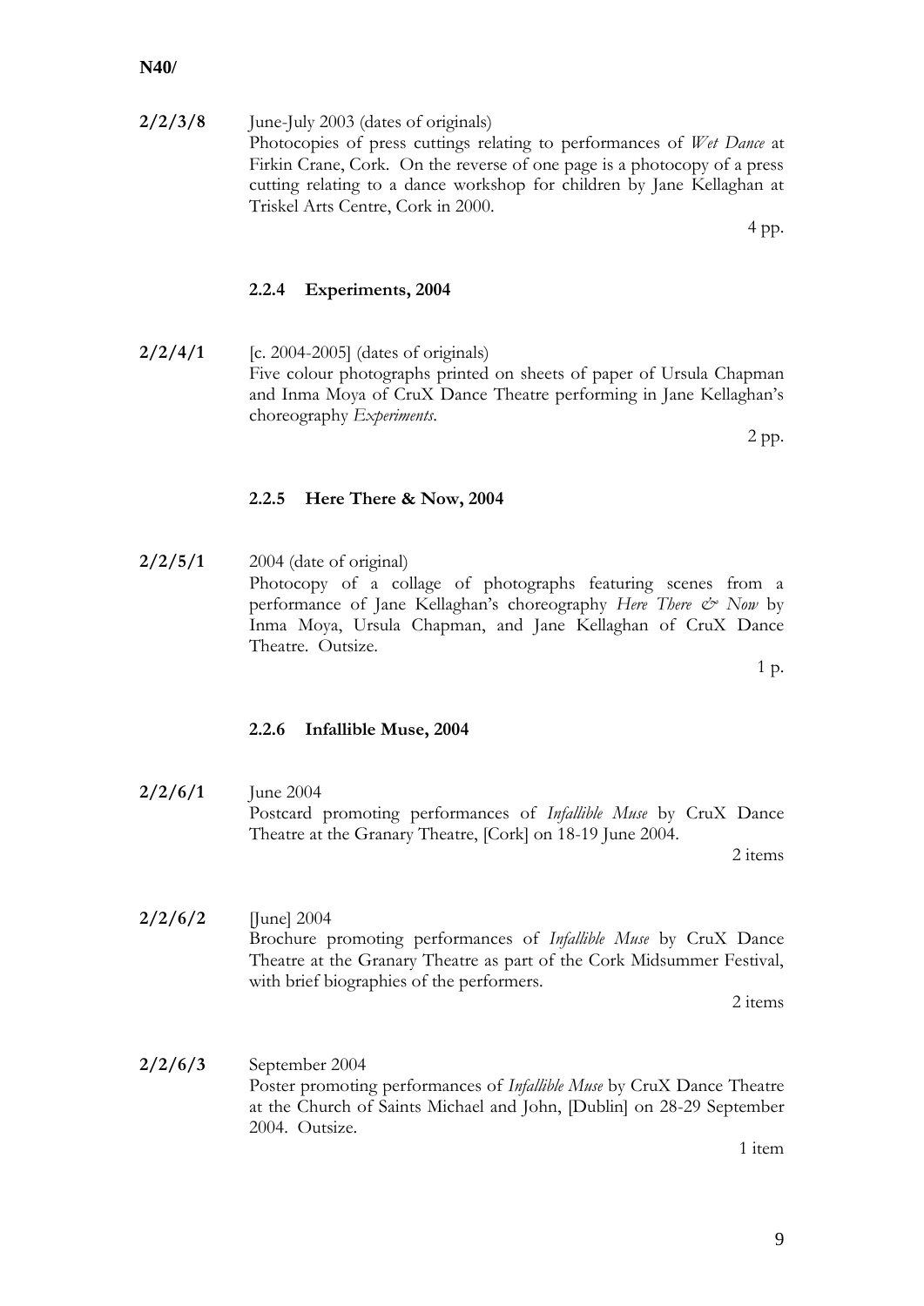N40/

**2/2/3/8** June-July 2003 (dates of originals)
Photocopies of press cuttings relating to performances of *Wet Dance* at Firkin Crane, Cork. On the reverse of one page is a photocopy of a press cutting relating to a dance workshop for children by Jane Kellaghan at Triskel Arts Centre, Cork in 2000.

4 pp.

### 2.2.4 Experiments, 2004

**2/2/4/1** [c. 2004-2005] (dates of originals)
Five colour photographs printed on sheets of paper of Ursula Chapman and Inma Moya of CruX Dance Theatre performing in Jane Kellaghan's choreography *Experiments*.

2 pp.

### 2.2.5 Here There & Now, 2004

**2/2/5/1** 2004 (date of original)
Photocopy of a collage of photographs featuring scenes from a performance of Jane Kellaghan's choreography *Here There & Now* by Inma Moya, Ursula Chapman, and Jane Kellaghan of CruX Dance Theatre. Outsize.

1 p.

### 2.2.6 Infallible Muse, 2004

**2/2/6/1** June 2004
Postcard promoting performances of *Infallible Muse* by CruX Dance Theatre at the Granary Theatre, [Cork] on 18-19 June 2004.

2 items

**2/2/6/2** [June] 2004
Brochure promoting performances of *Infallible Muse* by CruX Dance Theatre at the Granary Theatre as part of the Cork Midsummer Festival, with brief biographies of the performers.

2 items

**2/2/6/3** September 2004
Poster promoting performances of *Infallible Muse* by CruX Dance Theatre at the Church of Saints Michael and John, [Dublin] on 28-29 September 2004. Outsize.

1 item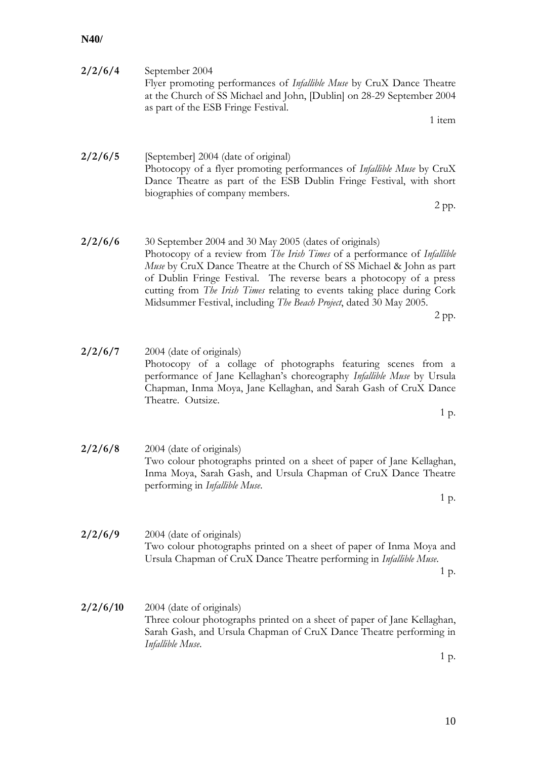**N40/**

**2/2/6/4** September 2004
Flyer promoting performances of *Infallible Muse* by CruX Dance Theatre at the Church of SS Michael and John, [Dublin] on 28-29 September 2004 as part of the ESB Fringe Festival.
1 item

**2/2/6/5** [September] 2004 (date of original)
Photocopy of a flyer promoting performances of *Infallible Muse* by CruX Dance Theatre as part of the ESB Dublin Fringe Festival, with short biographies of company members.
2 pp.

**2/2/6/6** 30 September 2004 and 30 May 2005 (dates of originals)
Photocopy of a review from *The Irish Times* of a performance of *Infallible Muse* by CruX Dance Theatre at the Church of SS Michael & John as part of Dublin Fringe Festival. The reverse bears a photocopy of a press cutting from *The Irish Times* relating to events taking place during Cork Midsummer Festival, including *The Beach Project*, dated 30 May 2005.
2 pp.

**2/2/6/7** 2004 (date of originals)
Photocopy of a collage of photographs featuring scenes from a performance of Jane Kellaghan's choreography *Infallible Muse* by Ursula Chapman, Inma Moya, Jane Kellaghan, and Sarah Gash of CruX Dance Theatre. Outsize.
1 p.

**2/2/6/8** 2004 (date of originals)
Two colour photographs printed on a sheet of paper of Jane Kellaghan, Inma Moya, Sarah Gash, and Ursula Chapman of CruX Dance Theatre performing in *Infallible Muse*.
1 p.

**2/2/6/9** 2004 (date of originals)
Two colour photographs printed on a sheet of paper of Inma Moya and Ursula Chapman of CruX Dance Theatre performing in *Infallible Muse*.
1 p.

**2/2/6/10** 2004 (date of originals)
Three colour photographs printed on a sheet of paper of Jane Kellaghan, Sarah Gash, and Ursula Chapman of CruX Dance Theatre performing in *Infallible Muse*.
1 p.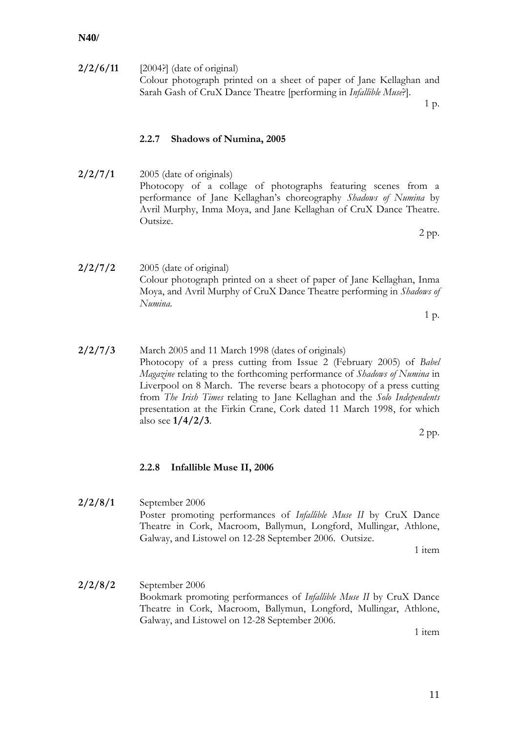**2/2/6/11** [2004?] (date of original)
Colour photograph printed on a sheet of paper of Jane Kellaghan and Sarah Gash of CruX Dance Theatre [performing in *Infallible Muse*?].
1 p.

### 2.2.7 Shadows of Numina, 2005

**2/2/7/1** 2005 (date of originals)
Photocopy of a collage of photographs featuring scenes from a performance of Jane Kellaghan's choreography *Shadows of Numina* by Avril Murphy, Inma Moya, and Jane Kellaghan of CruX Dance Theatre. Outsize.
2 pp.

**2/2/7/2** 2005 (date of original)
Colour photograph printed on a sheet of paper of Jane Kellaghan, Inma Moya, and Avril Murphy of CruX Dance Theatre performing in *Shadows of Numina*.
1 p.

**2/2/7/3** March 2005 and 11 March 1998 (dates of originals)
Photocopy of a press cutting from Issue 2 (February 2005) of *Babel Magazine* relating to the forthcoming performance of *Shadows of Numina* in Liverpool on 8 March. The reverse bears a photocopy of a press cutting from *The Irish Times* relating to Jane Kellaghan and the *Solo Independents* presentation at the Firkin Crane, Cork dated 11 March 1998, for which also see **1/4/2/3**.
2 pp.

### 2.2.8 Infallible Muse II, 2006

**2/2/8/1** September 2006
Poster promoting performances of *Infallible Muse II* by CruX Dance Theatre in Cork, Macroom, Ballymun, Longford, Mullingar, Athlone, Galway, and Listowel on 12-28 September 2006. Outsize.
1 item

**2/2/8/2** September 2006
Bookmark promoting performances of *Infallible Muse II* by CruX Dance Theatre in Cork, Macroom, Ballymun, Longford, Mullingar, Athlone, Galway, and Listowel on 12-28 September 2006.
1 item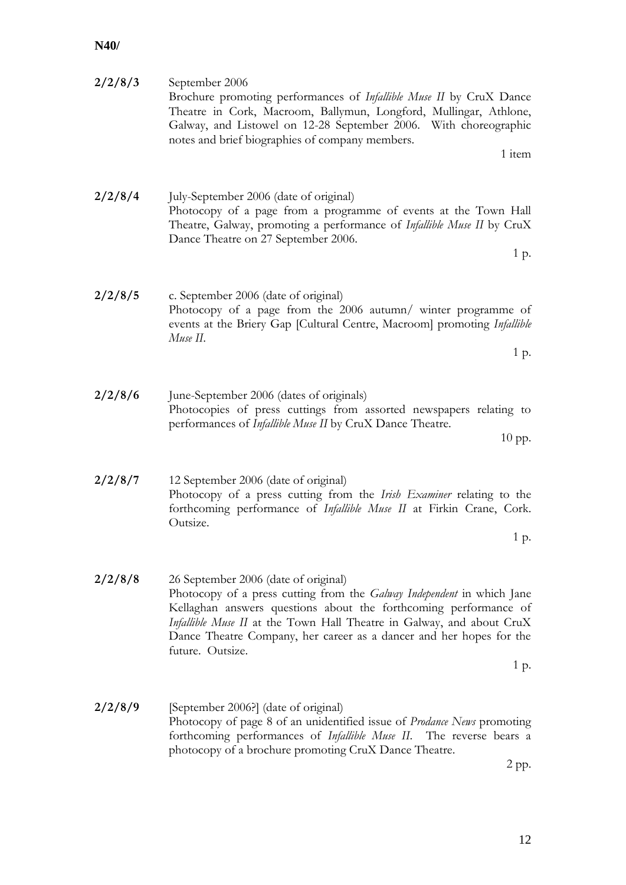**N40/**

**2/2/8/3** September 2006
Brochure promoting performances of *Infallible Muse II* by CruX Dance Theatre in Cork, Macroom, Ballymun, Longford, Mullingar, Athlone, Galway, and Listowel on 12-28 September 2006. With choreographic notes and brief biographies of company members.
1 item

**2/2/8/4** July-September 2006 (date of original)
Photocopy of a page from a programme of events at the Town Hall Theatre, Galway, promoting a performance of *Infallible Muse II* by CruX Dance Theatre on 27 September 2006.
1 p.

**2/2/8/5** c. September 2006 (date of original)
Photocopy of a page from the 2006 autumn/ winter programme of events at the Briery Gap [Cultural Centre, Macroom] promoting *Infallible Muse II*.
1 p.

**2/2/8/6** June-September 2006 (dates of originals)
Photocopies of press cuttings from assorted newspapers relating to performances of *Infallible Muse II* by CruX Dance Theatre.
10 pp.

**2/2/8/7** 12 September 2006 (date of original)
Photocopy of a press cutting from the *Irish Examiner* relating to the forthcoming performance of *Infallible Muse II* at Firkin Crane, Cork. Outsize.
1 p.

**2/2/8/8** 26 September 2006 (date of original)
Photocopy of a press cutting from the *Galway Independent* in which Jane Kellaghan answers questions about the forthcoming performance of *Infallible Muse II* at the Town Hall Theatre in Galway, and about CruX Dance Theatre Company, her career as a dancer and her hopes for the future. Outsize.
1 p.

**2/2/8/9** [September 2006?] (date of original)
Photocopy of page 8 of an unidentified issue of *Prodance News* promoting forthcoming performances of *Infallible Muse II*. The reverse bears a photocopy of a brochure promoting CruX Dance Theatre.
2 pp.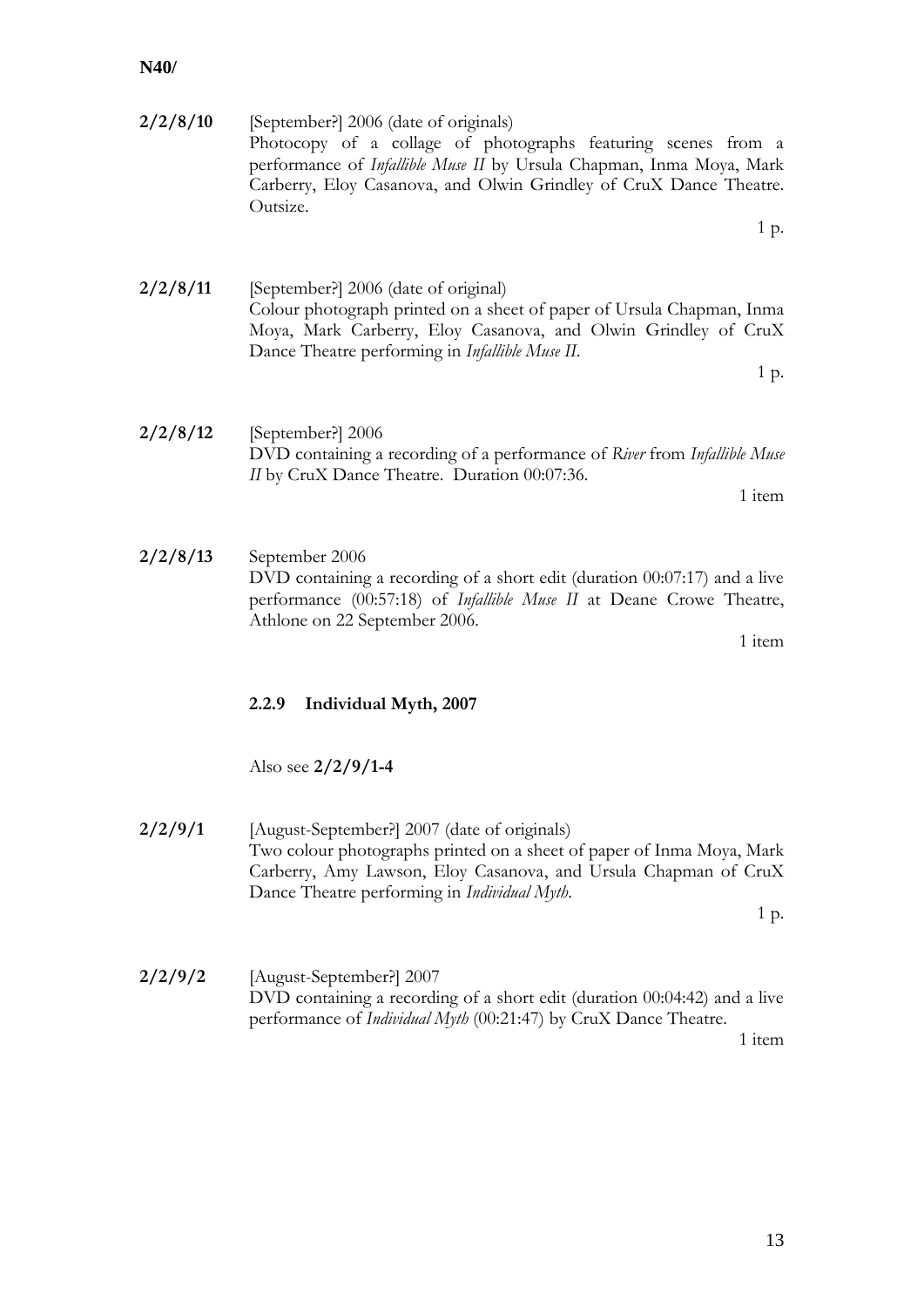**2/2/8/10** [September?] 2006 (date of originals)
Photocopy of a collage of photographs featuring scenes from a performance of *Infallible Muse II* by Ursula Chapman, Inma Moya, Mark Carberry, Eloy Casanova, and Olwin Grindley of CruX Dance Theatre. Outsize.
1 p.

**2/2/8/11** [September?] 2006 (date of original)
Colour photograph printed on a sheet of paper of Ursula Chapman, Inma Moya, Mark Carberry, Eloy Casanova, and Olwin Grindley of CruX Dance Theatre performing in *Infallible Muse II*.
1 p.

**2/2/8/12** [September?] 2006
DVD containing a recording of a performance of *River* from *Infallible Muse II* by CruX Dance Theatre. Duration 00:07:36.
1 item

**2/2/8/13** September 2006
DVD containing a recording of a short edit (duration 00:07:17) and a live performance (00:57:18) of *Infallible Muse II* at Deane Crowe Theatre, Athlone on 22 September 2006.
1 item

### 2.2.9 Individual Myth, 2007

Also see **2/2/9/1-4**

**2/2/9/1** [August-September?] 2007 (date of originals)
Two colour photographs printed on a sheet of paper of Inma Moya, Mark Carberry, Amy Lawson, Eloy Casanova, and Ursula Chapman of CruX Dance Theatre performing in *Individual Myth*.
1 p.

**2/2/9/2** [August-September?] 2007
DVD containing a recording of a short edit (duration 00:04:42) and a live performance of *Individual Myth* (00:21:47) by CruX Dance Theatre.
1 item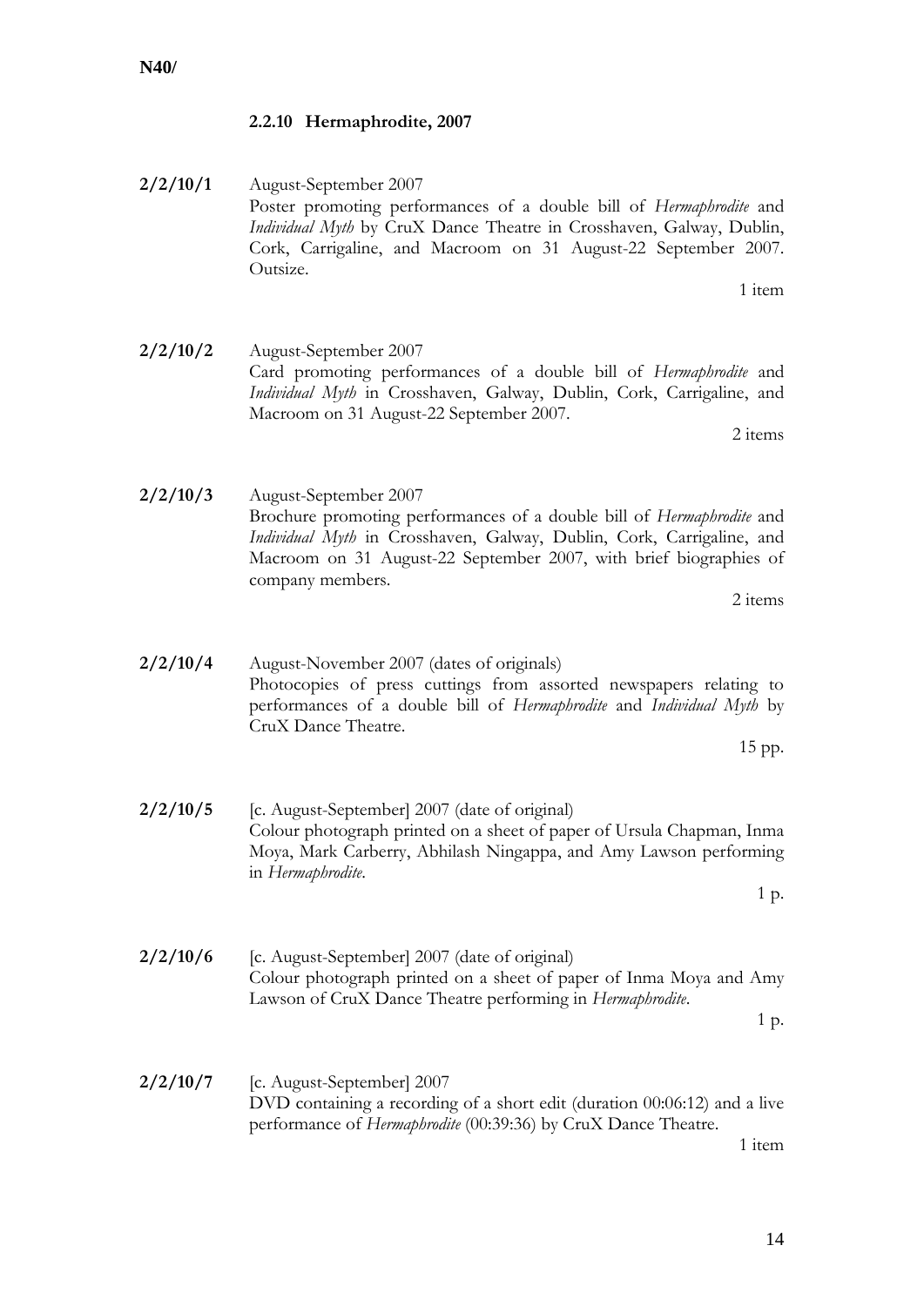### 2.2.10 Hermaphrodite, 2007

**2/2/10/1** August-September 2007
Poster promoting performances of a double bill of *Hermaphrodite* and *Individual Myth* by CruX Dance Theatre in Crosshaven, Galway, Dublin, Cork, Carrigaline, and Macroom on 31 August-22 September 2007. Outsize.
1 item

**2/2/10/2** August-September 2007
Card promoting performances of a double bill of *Hermaphrodite* and *Individual Myth* in Crosshaven, Galway, Dublin, Cork, Carrigaline, and Macroom on 31 August-22 September 2007.
2 items

**2/2/10/3** August-September 2007
Brochure promoting performances of a double bill of *Hermaphrodite* and *Individual Myth* in Crosshaven, Galway, Dublin, Cork, Carrigaline, and Macroom on 31 August-22 September 2007, with brief biographies of company members.
2 items

**2/2/10/4** August-November 2007 (dates of originals)
Photocopies of press cuttings from assorted newspapers relating to performances of a double bill of *Hermaphrodite* and *Individual Myth* by CruX Dance Theatre.
15 pp.

**2/2/10/5** [c. August-September] 2007 (date of original)
Colour photograph printed on a sheet of paper of Ursula Chapman, Inma Moya, Mark Carberry, Abhilash Ningappa, and Amy Lawson performing in *Hermaphrodite*.
1 p.

**2/2/10/6** [c. August-September] 2007 (date of original)
Colour photograph printed on a sheet of paper of Inma Moya and Amy Lawson of CruX Dance Theatre performing in *Hermaphrodite*.
1 p.

**2/2/10/7** [c. August-September] 2007
DVD containing a recording of a short edit (duration 00:06:12) and a live performance of *Hermaphrodite* (00:39:36) by CruX Dance Theatre.
1 item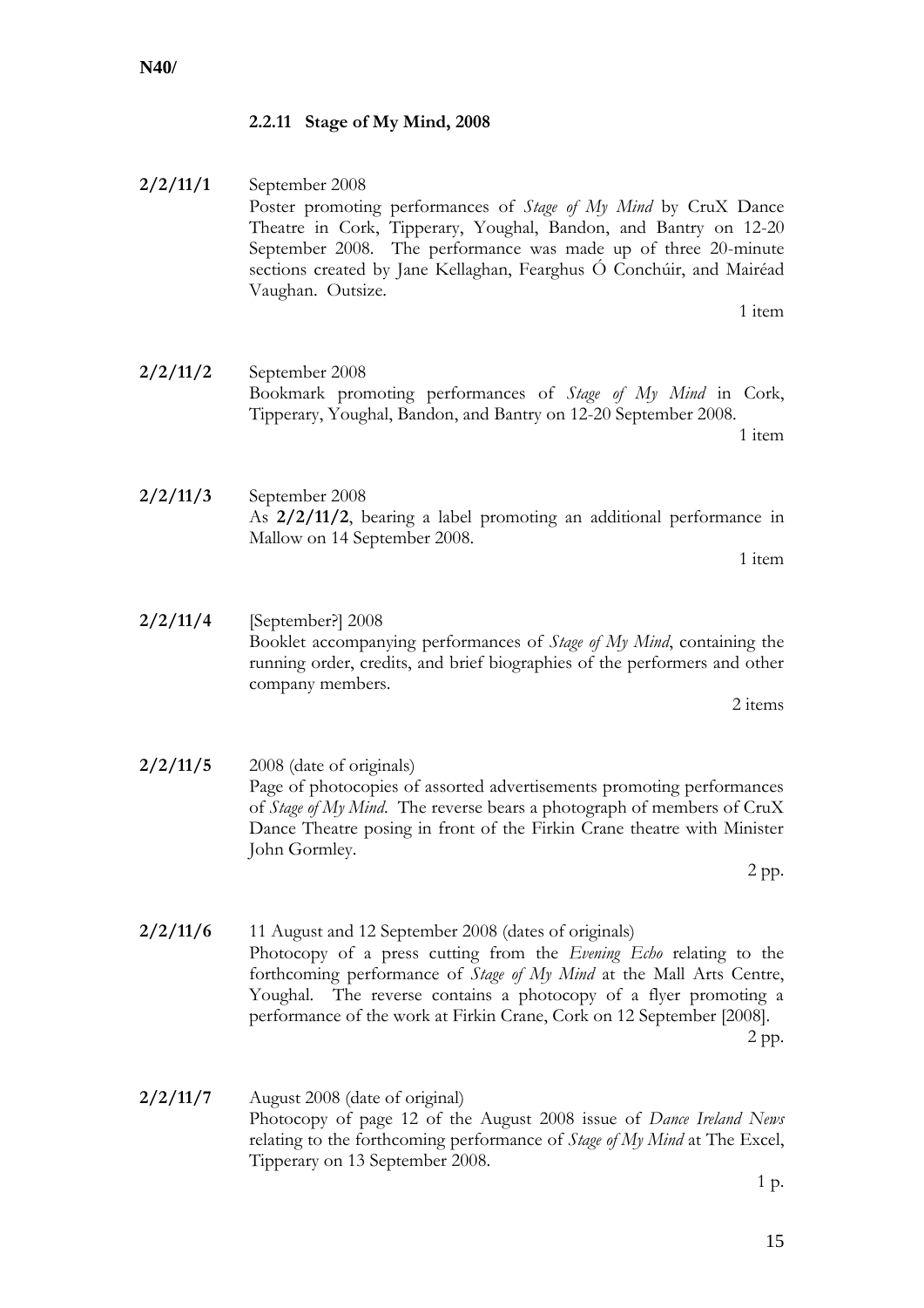**N40/**

### 2.2.11 Stage of My Mind, 2008

**2/2/11/1** September 2008
Poster promoting performances of *Stage of My Mind* by CruX Dance Theatre in Cork, Tipperary, Youghal, Bandon, and Bantry on 12-20 September 2008. The performance was made up of three 20-minute sections created by Jane Kellaghan, Fearghus Ó Conchúir, and Mairéad Vaughan. Outsize.
1 item

**2/2/11/2** September 2008
Bookmark promoting performances of *Stage of My Mind* in Cork, Tipperary, Youghal, Bandon, and Bantry on 12-20 September 2008.
1 item

**2/2/11/3** September 2008
As **2/2/11/2**, bearing a label promoting an additional performance in Mallow on 14 September 2008.
1 item

**2/2/11/4** [September?] 2008
Booklet accompanying performances of *Stage of My Mind*, containing the running order, credits, and brief biographies of the performers and other company members.
2 items

**2/2/11/5** 2008 (date of originals)
Page of photocopies of assorted advertisements promoting performances of *Stage of My Mind*. The reverse bears a photograph of members of CruX Dance Theatre posing in front of the Firkin Crane theatre with Minister John Gormley.
2 pp.

**2/2/11/6** 11 August and 12 September 2008 (dates of originals)
Photocopy of a press cutting from the *Evening Echo* relating to the forthcoming performance of *Stage of My Mind* at the Mall Arts Centre, Youghal. The reverse contains a photocopy of a flyer promoting a performance of the work at Firkin Crane, Cork on 12 September [2008].
2 pp.

**2/2/11/7** August 2008 (date of original)
Photocopy of page 12 of the August 2008 issue of *Dance Ireland News* relating to the forthcoming performance of *Stage of My Mind* at The Excel, Tipperary on 13 September 2008.
1 p.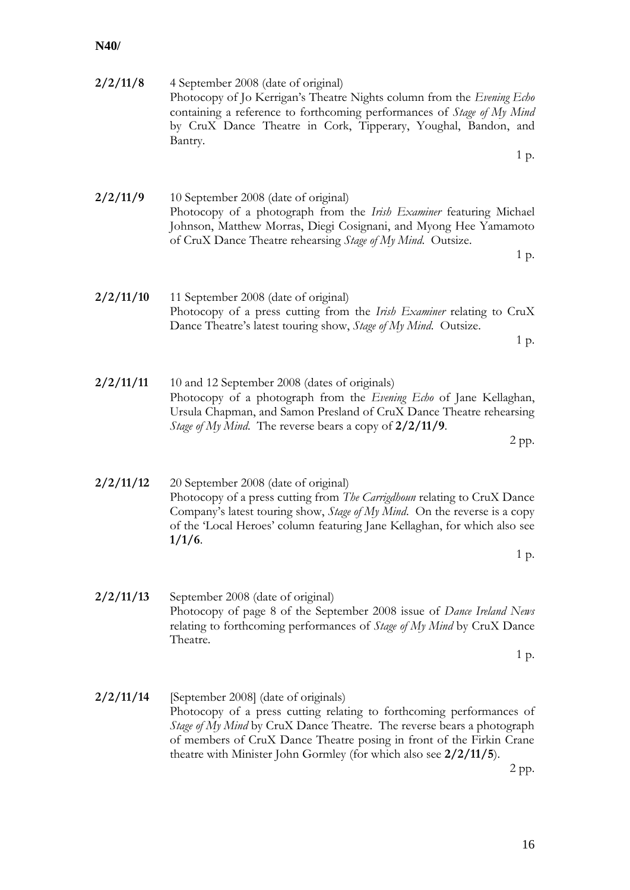**N40/**

**2/2/11/8** 4 September 2008 (date of original)
Photocopy of Jo Kerrigan's Theatre Nights column from the *Evening Echo* containing a reference to forthcoming performances of *Stage of My Mind* by CruX Dance Theatre in Cork, Tipperary, Youghal, Bandon, and Bantry.
1 p.

**2/2/11/9** 10 September 2008 (date of original)
Photocopy of a photograph from the *Irish Examiner* featuring Michael Johnson, Matthew Morras, Diegi Cosignani, and Myong Hee Yamamoto of CruX Dance Theatre rehearsing *Stage of My Mind*. Outsize.
1 p.

**2/2/11/10** 11 September 2008 (date of original)
Photocopy of a press cutting from the *Irish Examiner* relating to CruX Dance Theatre's latest touring show, *Stage of My Mind*. Outsize.
1 p.

**2/2/11/11** 10 and 12 September 2008 (dates of originals)
Photocopy of a photograph from the *Evening Echo* of Jane Kellaghan, Ursula Chapman, and Samon Presland of CruX Dance Theatre rehearsing *Stage of My Mind*. The reverse bears a copy of **2/2/11/9**.
2 pp.

**2/2/11/12** 20 September 2008 (date of original)
Photocopy of a press cutting from *The Carrigdhoun* relating to CruX Dance Company's latest touring show, *Stage of My Mind*. On the reverse is a copy of the 'Local Heroes' column featuring Jane Kellaghan, for which also see **1/1/6**.
1 p.

**2/2/11/13** September 2008 (date of original)
Photocopy of page 8 of the September 2008 issue of *Dance Ireland News* relating to forthcoming performances of *Stage of My Mind* by CruX Dance Theatre.
1 p.

**2/2/11/14** [September 2008] (date of originals)
Photocopy of a press cutting relating to forthcoming performances of *Stage of My Mind* by CruX Dance Theatre. The reverse bears a photograph of members of CruX Dance Theatre posing in front of the Firkin Crane theatre with Minister John Gormley (for which also see **2/2/11/5**).
2 pp.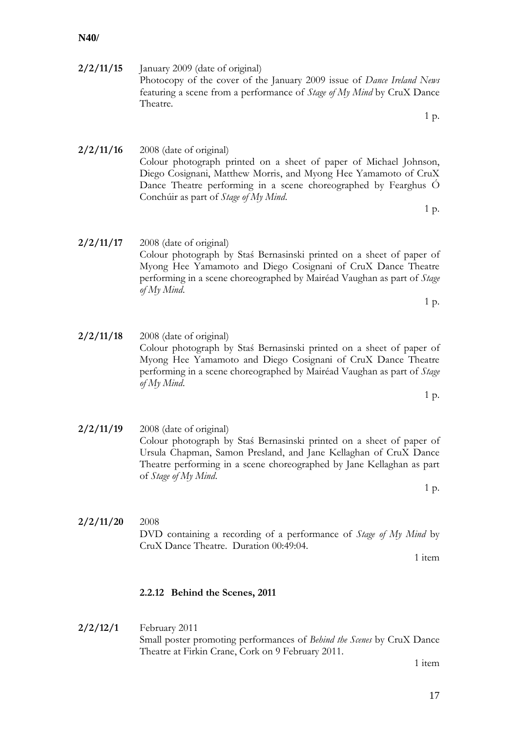**2/2/11/15** January 2009 (date of original)
Photocopy of the cover of the January 2009 issue of *Dance Ireland News* featuring a scene from a performance of *Stage of My Mind* by CruX Dance Theatre.

1 p.

**2/2/11/16** 2008 (date of original)
Colour photograph printed on a sheet of paper of Michael Johnson, Diego Cosignani, Matthew Morris, and Myong Hee Yamamoto of CruX Dance Theatre performing in a scene choreographed by Fearghus Ó Conchúir as part of *Stage of My Mind*.

1 p.

**2/2/11/17** 2008 (date of original)
Colour photograph by Staś Bernasinski printed on a sheet of paper of Myong Hee Yamamoto and Diego Cosignani of CruX Dance Theatre performing in a scene choreographed by Mairéad Vaughan as part of *Stage of My Mind*.

1 p.

**2/2/11/18** 2008 (date of original)
Colour photograph by Staś Bernasinski printed on a sheet of paper of Myong Hee Yamamoto and Diego Cosignani of CruX Dance Theatre performing in a scene choreographed by Mairéad Vaughan as part of *Stage of My Mind*.

1 p.

**2/2/11/19** 2008 (date of original)
Colour photograph by Staś Bernasinski printed on a sheet of paper of Ursula Chapman, Samon Presland, and Jane Kellaghan of CruX Dance Theatre performing in a scene choreographed by Jane Kellaghan as part of *Stage of My Mind*.

1 p.

**2/2/11/20** 2008
DVD containing a recording of a performance of *Stage of My Mind* by CruX Dance Theatre. Duration 00:49:04.

1 item

### 2.2.12 Behind the Scenes, 2011

**2/2/12/1** February 2011
Small poster promoting performances of *Behind the Scenes* by CruX Dance Theatre at Firkin Crane, Cork on 9 February 2011.

1 item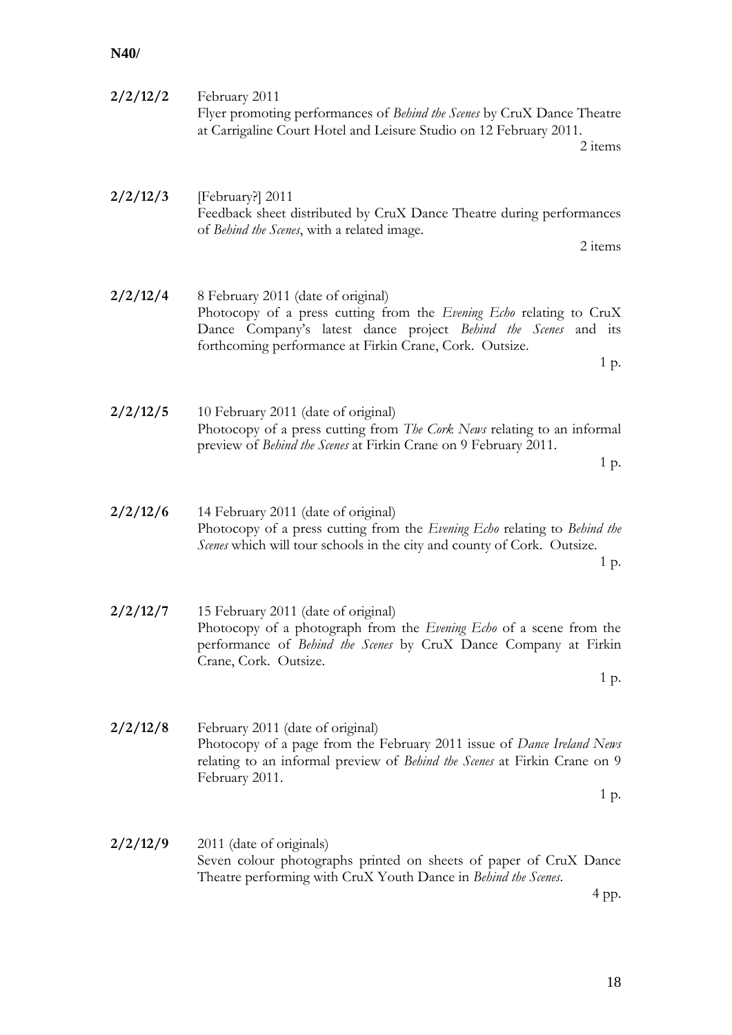**2/2/12/2** February 2011
Flyer promoting performances of *Behind the Scenes* by CruX Dance Theatre at Carrigaline Court Hotel and Leisure Studio on 12 February 2011.
2 items

**2/2/12/3** [February?] 2011
Feedback sheet distributed by CruX Dance Theatre during performances of *Behind the Scenes*, with a related image.
2 items

**2/2/12/4** 8 February 2011 (date of original)
Photocopy of a press cutting from the *Evening Echo* relating to CruX Dance Company's latest dance project *Behind the Scenes* and its forthcoming performance at Firkin Crane, Cork. Outsize.
1 p.

**2/2/12/5** 10 February 2011 (date of original)
Photocopy of a press cutting from *The Cork News* relating to an informal preview of *Behind the Scenes* at Firkin Crane on 9 February 2011.
1 p.

**2/2/12/6** 14 February 2011 (date of original)
Photocopy of a press cutting from the *Evening Echo* relating to *Behind the Scenes* which will tour schools in the city and county of Cork. Outsize.
1 p.

**2/2/12/7** 15 February 2011 (date of original)
Photocopy of a photograph from the *Evening Echo* of a scene from the performance of *Behind the Scenes* by CruX Dance Company at Firkin Crane, Cork. Outsize.
1 p.

**2/2/12/8** February 2011 (date of original)
Photocopy of a page from the February 2011 issue of *Dance Ireland News* relating to an informal preview of *Behind the Scenes* at Firkin Crane on 9 February 2011.
1 p.

**2/2/12/9** 2011 (date of originals)
Seven colour photographs printed on sheets of paper of CruX Dance Theatre performing with CruX Youth Dance in *Behind the Scenes*.
4 pp.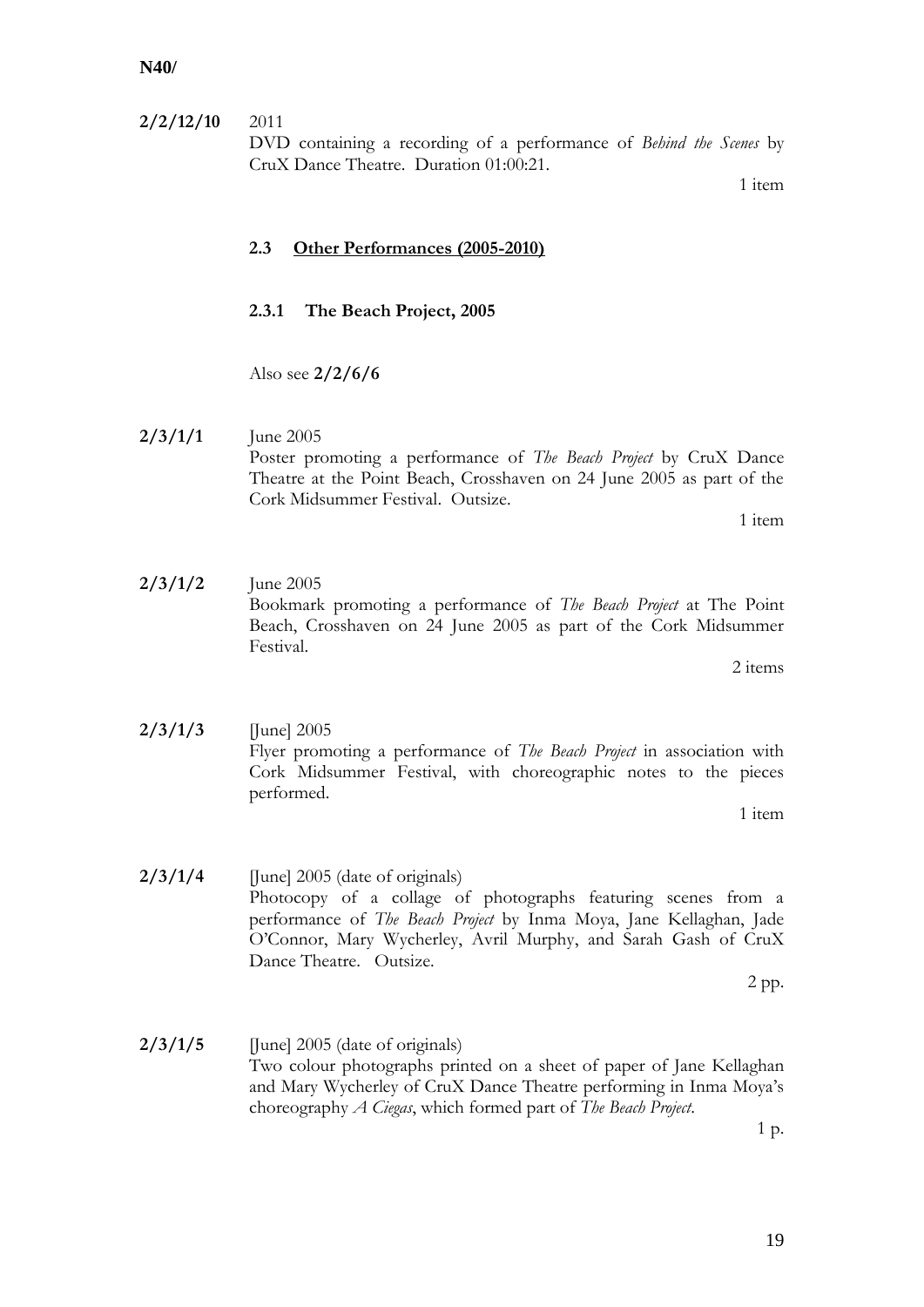**N40/**

**2/2/12/10** 2011
DVD containing a recording of a performance of *Behind the Scenes* by CruX Dance Theatre. Duration 01:00:21.
1 item

### 2.3 Other Performances (2005-2010)

#### 2.3.1 The Beach Project, 2005

Also see **2/2/6/6**

**2/3/1/1** June 2005
Poster promoting a performance of *The Beach Project* by CruX Dance Theatre at the Point Beach, Crosshaven on 24 June 2005 as part of the Cork Midsummer Festival. Outsize.
1 item

**2/3/1/2** June 2005
Bookmark promoting a performance of *The Beach Project* at The Point Beach, Crosshaven on 24 June 2005 as part of the Cork Midsummer Festival.
2 items

**2/3/1/3** [June] 2005
Flyer promoting a performance of *The Beach Project* in association with Cork Midsummer Festival, with choreographic notes to the pieces performed.
1 item

**2/3/1/4** [June] 2005 (date of originals)
Photocopy of a collage of photographs featuring scenes from a performance of *The Beach Project* by Inma Moya, Jane Kellaghan, Jade O'Connor, Mary Wycherley, Avril Murphy, and Sarah Gash of CruX Dance Theatre. Outsize.
2 pp.

**2/3/1/5** [June] 2005 (date of originals)
Two colour photographs printed on a sheet of paper of Jane Kellaghan and Mary Wycherley of CruX Dance Theatre performing in Inma Moya's choreography *A Ciegas*, which formed part of *The Beach Project*.
1 p.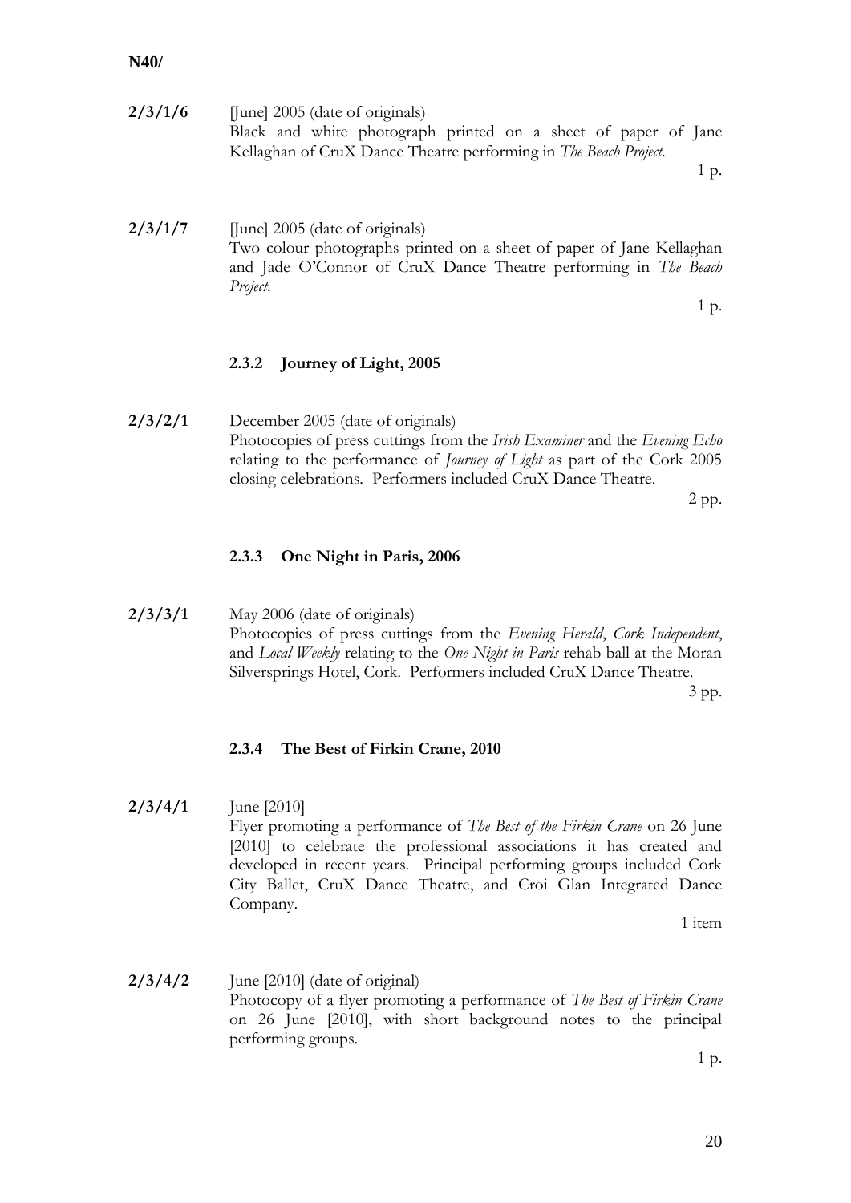**N40/**

**2/3/1/6** [June] 2005 (date of originals)
Black and white photograph printed on a sheet of paper of Jane Kellaghan of CruX Dance Theatre performing in *The Beach Project*.
1 p.

**2/3/1/7** [June] 2005 (date of originals)
Two colour photographs printed on a sheet of paper of Jane Kellaghan and Jade O'Connor of CruX Dance Theatre performing in *The Beach Project*.
1 p.

### 2.3.2 Journey of Light, 2005

**2/3/2/1** December 2005 (date of originals)
Photocopies of press cuttings from the *Irish Examiner* and the *Evening Echo* relating to the performance of *Journey of Light* as part of the Cork 2005 closing celebrations. Performers included CruX Dance Theatre.
2 pp.

### 2.3.3 One Night in Paris, 2006

**2/3/3/1** May 2006 (date of originals)
Photocopies of press cuttings from the *Evening Herald*, *Cork Independent*, and *Local Weekly* relating to the *One Night in Paris* rehab ball at the Moran Silversprings Hotel, Cork. Performers included CruX Dance Theatre.
3 pp.

### 2.3.4 The Best of Firkin Crane, 2010

**2/3/4/1** June [2010]
Flyer promoting a performance of *The Best of the Firkin Crane* on 26 June [2010] to celebrate the professional associations it has created and developed in recent years. Principal performing groups included Cork City Ballet, CruX Dance Theatre, and Croi Glan Integrated Dance Company.
1 item

**2/3/4/2** June [2010] (date of original)
Photocopy of a flyer promoting a performance of *The Best of Firkin Crane* on 26 June [2010], with short background notes to the principal performing groups.
1 p.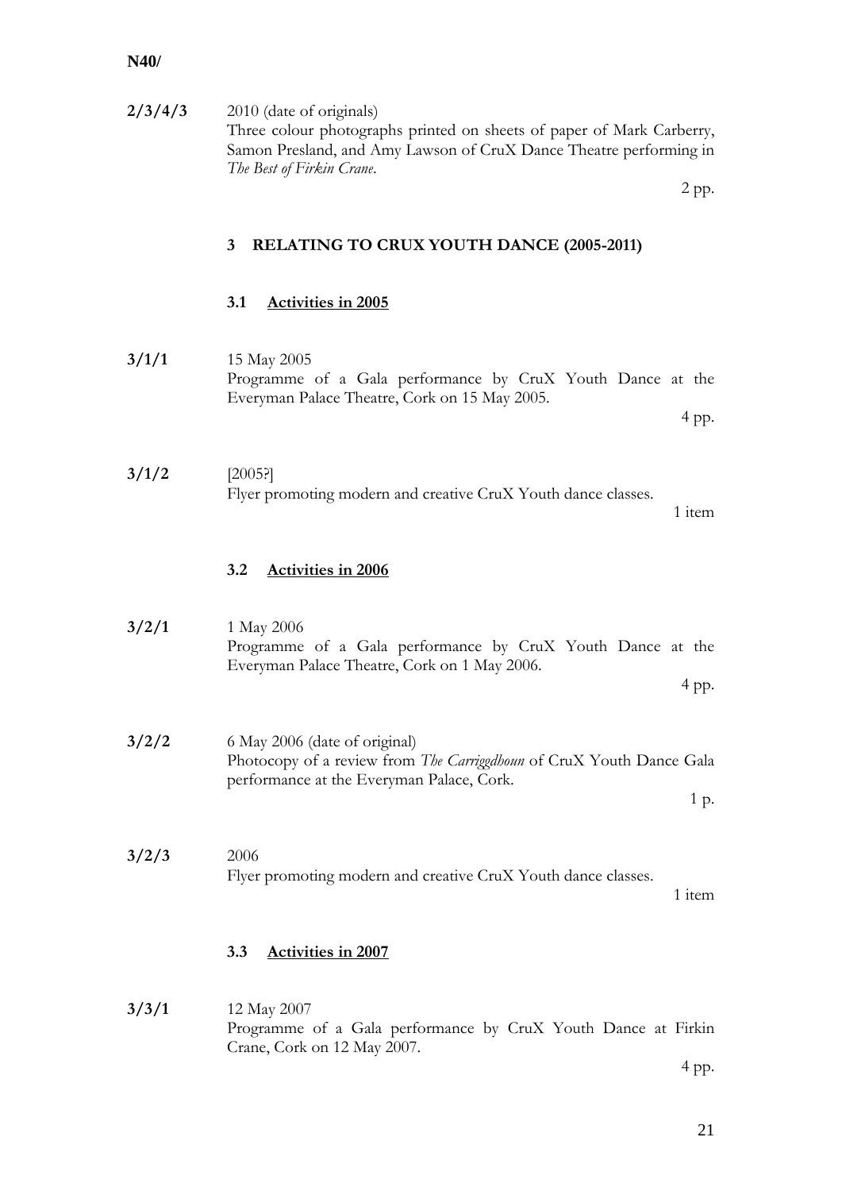**2/3/4/3** 2010 (date of originals)
Three colour photographs printed on sheets of paper of Mark Carberry, Samon Presland, and Amy Lawson of CruX Dance Theatre performing in *The Best of Firkin Crane*.
2 pp.

## 3 RELATING TO CRUX YOUTH DANCE (2005-2011)

### 3.1 Activities in 2005

**3/1/1** 15 May 2005
Programme of a Gala performance by CruX Youth Dance at the Everyman Palace Theatre, Cork on 15 May 2005.
4 pp.

**3/1/2** [2005?]
Flyer promoting modern and creative CruX Youth dance classes.
1 item

### 3.2 Activities in 2006

**3/2/1** 1 May 2006
Programme of a Gala performance by CruX Youth Dance at the Everyman Palace Theatre, Cork on 1 May 2006.
4 pp.

**3/2/2** 6 May 2006 (date of original)
Photocopy of a review from *The Carriggdhoun* of CruX Youth Dance Gala performance at the Everyman Palace, Cork.
1 p.

**3/2/3** 2006
Flyer promoting modern and creative CruX Youth dance classes.
1 item

### 3.3 Activities in 2007

**3/3/1** 12 May 2007
Programme of a Gala performance by CruX Youth Dance at Firkin Crane, Cork on 12 May 2007.
4 pp.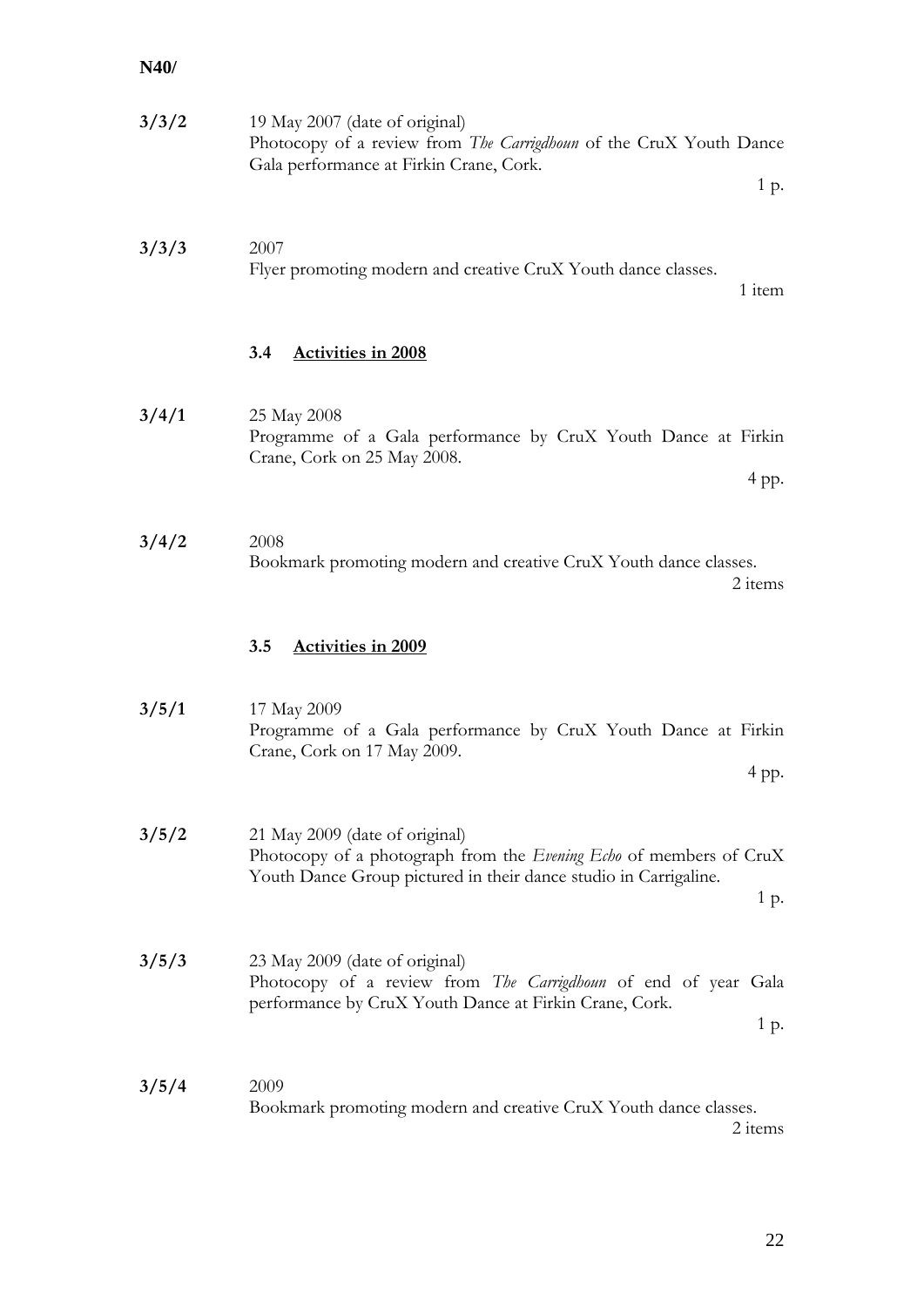**3/3/2** 19 May 2007 (date of original)
Photocopy of a review from *The Carrigdhoun* of the CruX Youth Dance Gala performance at Firkin Crane, Cork.
1 p.

**3/3/3** 2007
Flyer promoting modern and creative CruX Youth dance classes.
1 item

### 3.4 Activities in 2008

**3/4/1** 25 May 2008
Programme of a Gala performance by CruX Youth Dance at Firkin Crane, Cork on 25 May 2008.
4 pp.

**3/4/2** 2008
Bookmark promoting modern and creative CruX Youth dance classes.
2 items

### 3.5 Activities in 2009

**3/5/1** 17 May 2009
Programme of a Gala performance by CruX Youth Dance at Firkin Crane, Cork on 17 May 2009.
4 pp.

**3/5/2** 21 May 2009 (date of original)
Photocopy of a photograph from the *Evening Echo* of members of CruX Youth Dance Group pictured in their dance studio in Carrigaline.
1 p.

**3/5/3** 23 May 2009 (date of original)
Photocopy of a review from *The Carrigdhoun* of end of year Gala performance by CruX Youth Dance at Firkin Crane, Cork.
1 p.

**3/5/4** 2009
Bookmark promoting modern and creative CruX Youth dance classes.
2 items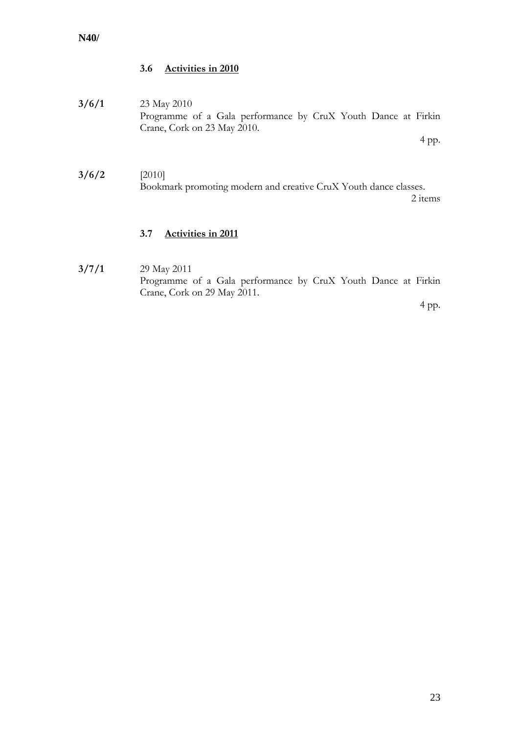### 3.6 Activities in 2010

**3/6/1** 23 May 2010

Programme of a Gala performance by CruX Youth Dance at Firkin Crane, Cork on 23 May 2010.

4 pp.

**3/6/2** [2010]

Bookmark promoting modern and creative CruX Youth dance classes.

2 items

### 3.7 Activities in 2011

**3/7/1** 29 May 2011

Programme of a Gala performance by CruX Youth Dance at Firkin Crane, Cork on 29 May 2011.

4 pp.